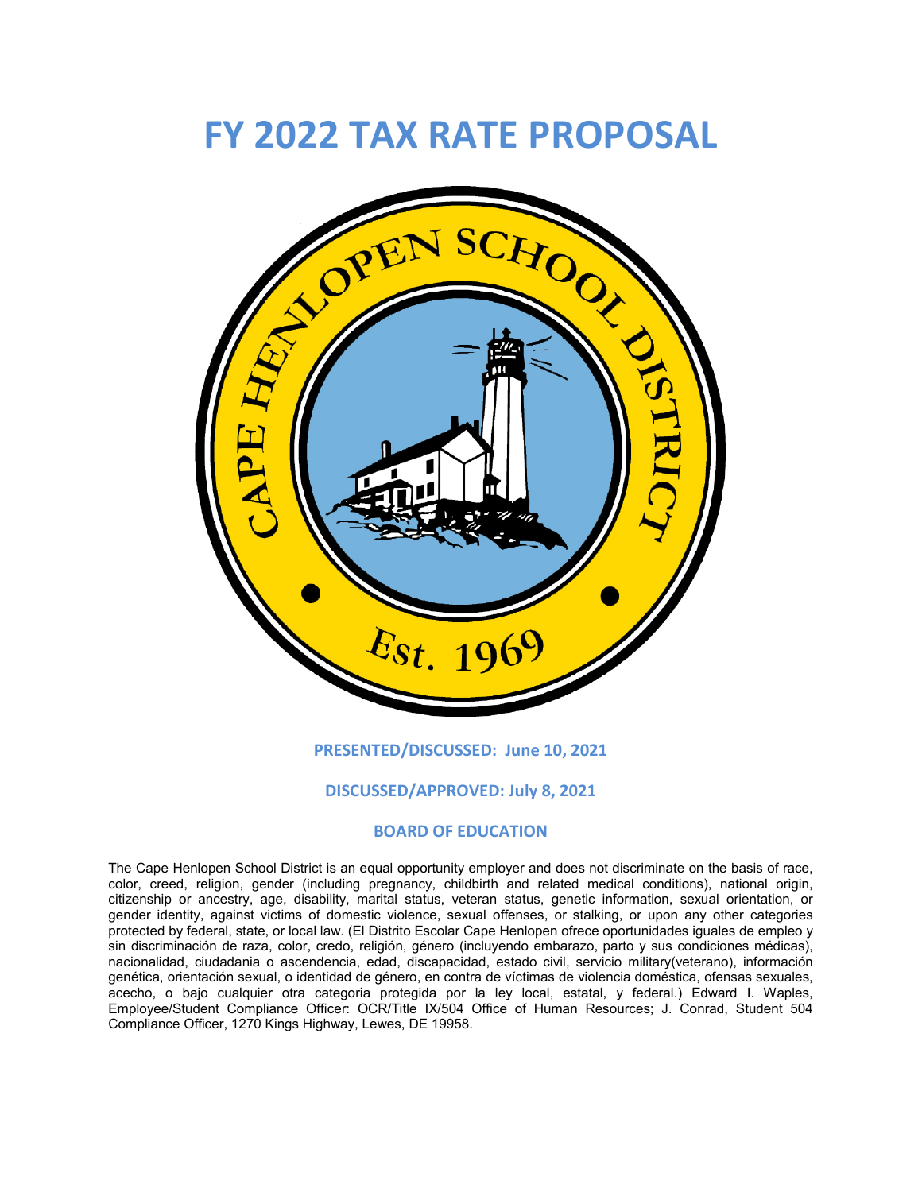# FY 2022 TAX RATE PROPOSAL

**PRESENTED/DISCUSSED: June 10, 2021**

**DISCUSSED/APPROVED: July 8, 2021**

**BOARD OF EDUCATION**

The Cape Henlopen School District is an equal opportunity employer and does not discriminate on the basis of race, color, creed, religion, gender (including pregnancy, childbirth and related medical conditions), national origin, citizenship or ancestry, age, disability, marital status, veteran status, genetic information, sexual orientation, or gender identity, against victims of domestic violence, sexual offenses, or stalking, or upon any other categories protected by federal, state, or local law. (El Distrito Escolar Cape Henlopen ofrece oportunidades iguales de empleo y sin discriminación de raza, color, credo, religión, género (incluyendo embarazo, parto y sus condiciones médicas), nacionalidad, ciudadania o ascendencia, edad, discapacidad, estado civil, servicio military(veterano), información genética, orientación sexual, o identidad de género, en contra de víctimas de violencia doméstica, ofensas sexuales, acecho, o bajo cualquier otra categoria protegida por la ley local, estatal, y federal.) Edward I. Waples, Employee/Student Compliance Officer: OCR/Title IX/504 Office of Human Resources; J. Conrad, Student 504 Compliance Officer, 1270 Kings Highway, Lewes, DE 19958.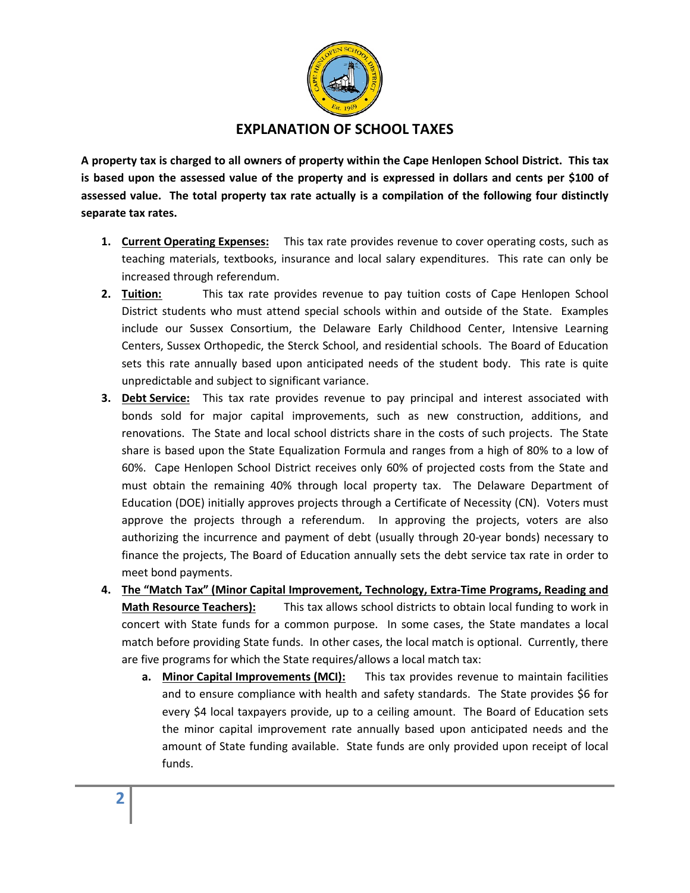# EXPLANATION OF SCHOOL TAXES

**A property tax is charged to all owners of property within the Cape Henlopen School District. This tax is based upon the assessed value of the property and is expressed in dollars and cents per $100 of assessed value. The total property tax rate actually is a compilation of the following four distinctly separate tax rates.**

1. **Current Operating Expenses:** This tax rate provides revenue to cover operating costs, such as teaching materials, textbooks, insurance and local salary expenditures. This rate can only be increased through referendum.
2. **Tuition:** This tax rate provides revenue to pay tuition costs of Cape Henlopen School District students who must attend special schools within and outside of the State. Examples include our Sussex Consortium, the Delaware Early Childhood Center, Intensive Learning Centers, Sussex Orthopedic, the Sterck School, and residential schools. The Board of Education sets this rate annually based upon anticipated needs of the student body. This rate is quite unpredictable and subject to significant variance.
3. **Debt Service:** This tax rate provides revenue to pay principal and interest associated with bonds sold for major capital improvements, such as new construction, additions, and renovations. The State and local school districts share in the costs of such projects. The State share is based upon the State Equalization Formula and ranges from a high of 80% to a low of 60%. Cape Henlopen School District receives only 60% of projected costs from the State and must obtain the remaining 40% through local property tax. The Delaware Department of Education (DOE) initially approves projects through a Certificate of Necessity (CN). Voters must approve the projects through a referendum. In approving the projects, voters are also authorizing the incurrence and payment of debt (usually through 20-year bonds) necessary to finance the projects, The Board of Education annually sets the debt service tax rate in order to meet bond payments.
4. **The "Match Tax" (Minor Capital Improvement, Technology, Extra-Time Programs, Reading and Math Resource Teachers):** This tax allows school districts to obtain local funding to work in concert with State funds for a common purpose. In some cases, the State mandates a local match before providing State funds. In other cases, the local match is optional. Currently, there are five programs for which the State requires/allows a local match tax:
    a. **Minor Capital Improvements (MCI):** This tax provides revenue to maintain facilities and to ensure compliance with health and safety standards. The State provides $6 for every $4 local taxpayers provide, up to a ceiling amount. The Board of Education sets the minor capital improvement rate annually based upon anticipated needs and the amount of State funding available. State funds are only provided upon receipt of local funds.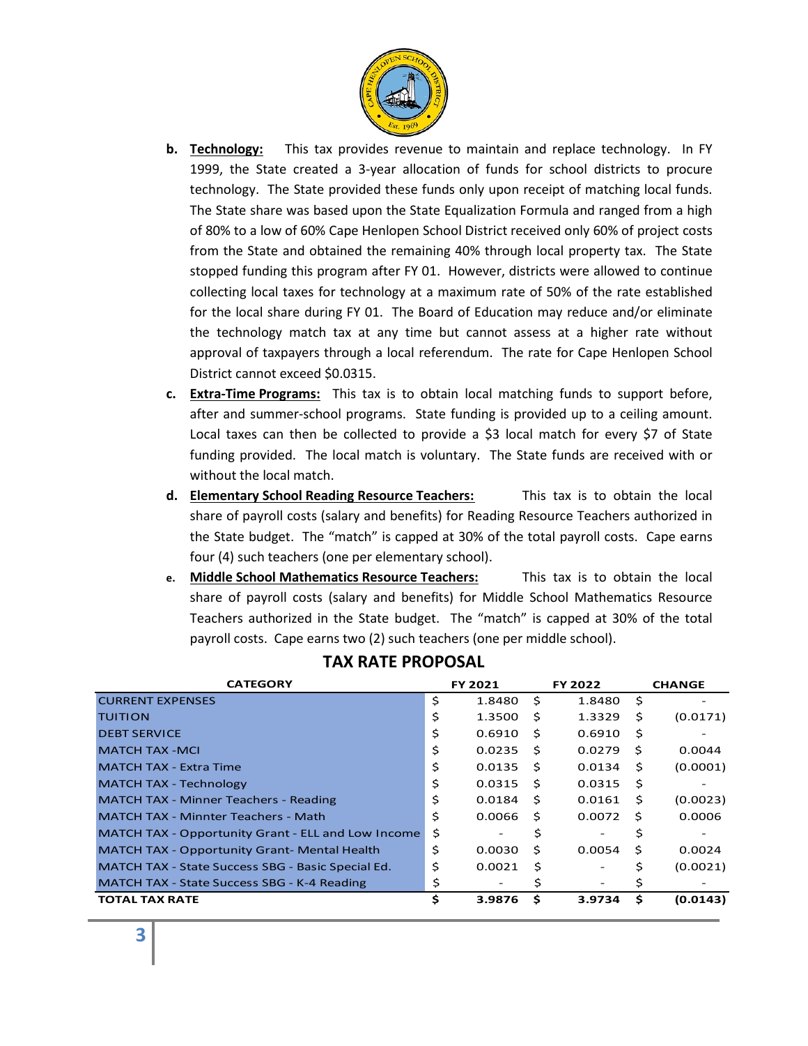b. **Technology:** This tax provides revenue to maintain and replace technology. In FY 1999, the State created a 3-year allocation of funds for school districts to procure technology. The State provided these funds only upon receipt of matching local funds. The State share was based upon the State Equalization Formula and ranged from a high of 80% to a low of 60% Cape Henlopen School District received only 60% of project costs from the State and obtained the remaining 40% through local property tax. The State stopped funding this program after FY 01. However, districts were allowed to continue collecting local taxes for technology at a maximum rate of 50% of the rate established for the local share during FY 01. The Board of Education may reduce and/or eliminate the technology match tax at any time but cannot assess at a higher rate without approval of taxpayers through a local referendum. The rate for Cape Henlopen School District cannot exceed $0.0315.

c. **Extra-Time Programs:** This tax is to obtain local matching funds to support before, after and summer-school programs. State funding is provided up to a ceiling amount. Local taxes can then be collected to provide a $3 local match for every $7 of State funding provided. The local match is voluntary. The State funds are received with or without the local match.

d. **Elementary School Reading Resource Teachers:** This tax is to obtain the local share of payroll costs (salary and benefits) for Reading Resource Teachers authorized in the State budget. The "match" is capped at 30% of the total payroll costs. Cape earns four (4) such teachers (one per elementary school).

e. **Middle School Mathematics Resource Teachers:** This tax is to obtain the local share of payroll costs (salary and benefits) for Middle School Mathematics Resource Teachers authorized in the State budget. The "match" is capped at 30% of the total payroll costs. Cape earns two (2) such teachers (one per middle school).

## TAX RATE PROPOSAL

| CATEGORY | FY 2021 | FY 2022 | CHANGE |
|---|---|---|---|
| CURRENT EXPENSES | $ 1.8480 | $ 1.8480 | $ - |
| TUITION | $ 1.3500 | $ 1.3329 | $ (0.0171) |
| DEBT SERVICE | $ 0.6910 | $ 0.6910 | $ - |
| MATCH TAX -MCI | $ 0.0235 | $ 0.0279 | $ 0.0044 |
| MATCH TAX - Extra Time | $ 0.0135 | $ 0.0134 | $ (0.0001) |
| MATCH TAX - Technology | $ 0.0315 | $ 0.0315 | $ - |
| MATCH TAX - Minner Teachers - Reading | $ 0.0184 | $ 0.0161 | $ (0.0023) |
| MATCH TAX - Minnter Teachers - Math | $ 0.0066 | $ 0.0072 | $ 0.0006 |
| MATCH TAX - Opportunity Grant - ELL and Low Income | $ - | $ - | $ - |
| MATCH TAX - Opportunity Grant- Mental Health | $ 0.0030 | $ 0.0054 | $ 0.0024 |
| MATCH TAX - State Success SBG - Basic Special Ed. | $ 0.0021 | $ - | $ (0.0021) |
| MATCH TAX - State Success SBG - K-4 Reading | $ - | $ - | $ - |
| **TOTAL TAX RATE** | **$ 3.9876** | **$ 3.9734** | **$ (0.0143)** |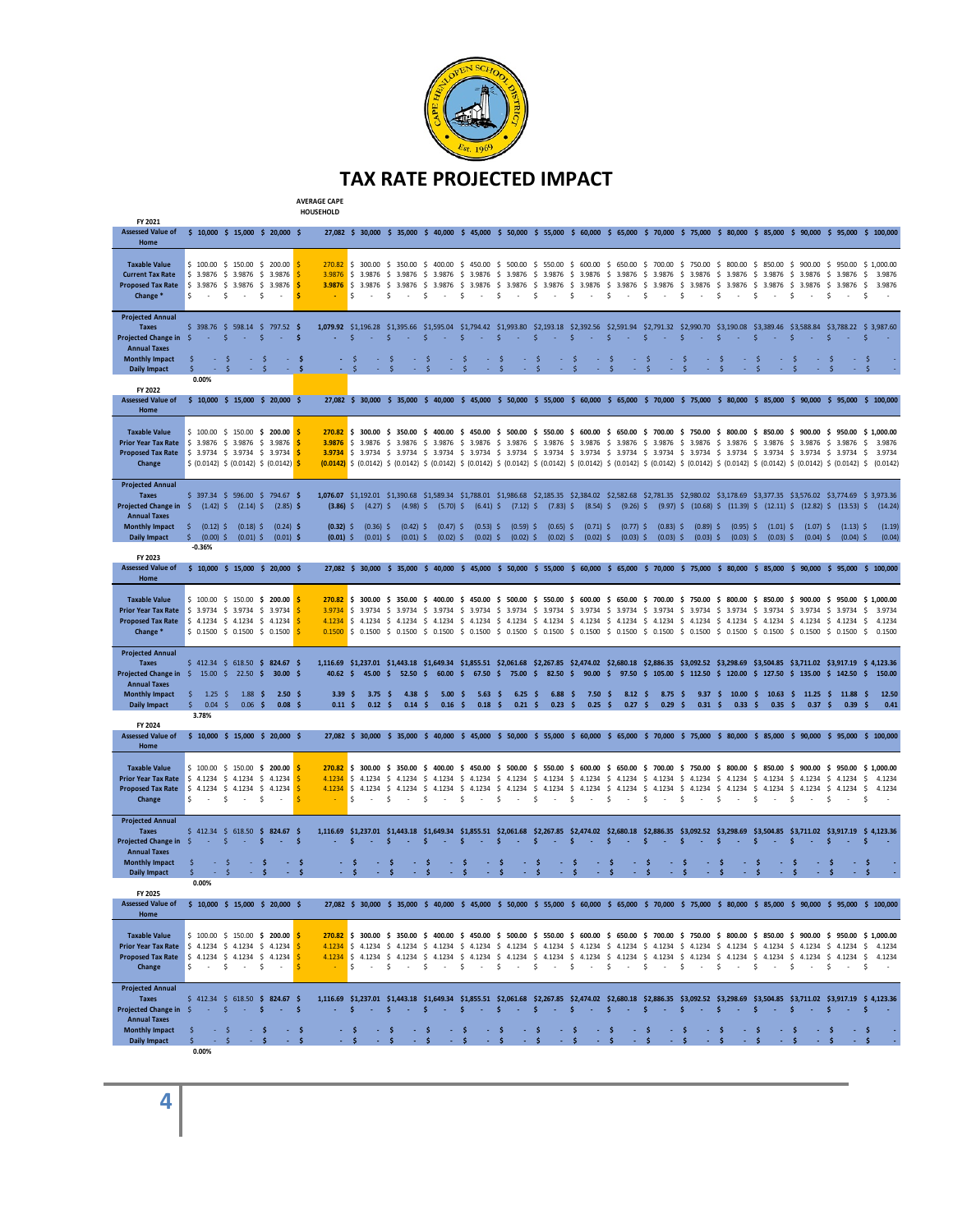# TAX RATE PROJECTED IMPACT

## FY 2021

| | | | | AVERAGE CAPE HOUSEHOLD | | | | | | | | | | | | | | | |
|---|---|---|---|---|---|---|---|---|---|---|---|---|---|---|---|---|---|---|---|
| **Assessed Value of Home** | $ 10,000 | $ 15,000 | $ 20,000 | $ 27,082 | $ 30,000 | $ 35,000 | $ 40,000 | $ 45,000 | $ 50,000 | $ 55,000 | $ 60,000 | $ 65,000 | $ 70,000 | $ 75,000 | $ 80,000 | $ 85,000 | $ 90,000 | $ 95,000 | $ 100,000 |
| **Taxable Value** | $ 100.00 | $ 150.00 | $ 200.00 | $ 270.82 | $ 300.00 | $ 350.00 | $ 400.00 | $ 450.00 | $ 500.00 | $ 550.00 | $ 600.00 | $ 650.00 | $ 700.00 | $ 750.00 | $ 800.00 | $ 850.00 | $ 900.00 | $ 950.00 | $ 1,000.00 |
| **Current Tax Rate** | $ 3.9876 | $ 3.9876 | $ 3.9876 | $ 3.9876 | $ 3.9876 | $ 3.9876 | $ 3.9876 | $ 3.9876 | $ 3.9876 | $ 3.9876 | $ 3.9876 | $ 3.9876 | $ 3.9876 | $ 3.9876 | $ 3.9876 | $ 3.9876 | $ 3.9876 | $ 3.9876 | $ 3.9876 |
| **Proposed Tax Rate** | $ 3.9876 | $ 3.9876 | $ 3.9876 | $ 3.9876 | $ 3.9876 | $ 3.9876 | $ 3.9876 | $ 3.9876 | $ 3.9876 | $ 3.9876 | $ 3.9876 | $ 3.9876 | $ 3.9876 | $ 3.9876 | $ 3.9876 | $ 3.9876 | $ 3.9876 | $ 3.9876 | $ 3.9876 |
| **Change \*** | $ - | $ - | $ - | $ - | $ - | $ - | $ - | $ - | $ - | $ - | $ - | $ - | $ - | $ - | $ - | $ - | $ - | $ - | $ - |
| **Projected Annual Taxes** | $ 398.76 | $ 598.14 | $ 797.52 | $ 1,079.92 | $ 1,196.28 | $ 1,395.66 | $ 1,595.04 | $ 1,794.42 | $ 1,993.80 | $ 2,193.18 | $ 2,392.56 | $ 2,591.94 | $ 2,791.32 | $ 2,990.70 | $ 3,190.08 | $ 3,389.46 | $ 3,588.84 | $ 3,788.22 | $ 3,987.60 |
| **Projected Change in Annual Taxes** | $ - | $ - | $ - | $ - | $ - | $ - | $ - | $ - | $ - | $ - | $ - | $ - | $ - | $ - | $ - | $ - | $ - | $ - | $ - |
| **Monthly Impact** | $ - | $ - | $ - | $ - | $ - | $ - | $ - | $ - | $ - | $ - | $ - | $ - | $ - | $ - | $ - | $ - | $ - | $ - | $ - |
| **Daily Impact** | $ - | $ - | $ - | $ - | $ - | $ - | $ - | $ - | $ - | $ - | $ - | $ - | $ - | $ - | $ - | $ - | $ - | $ - | $ - |

0.00%

## FY 2022

| | | | | | | | | | | | | | | | | | | | |
|---|---|---|---|---|---|---|---|---|---|---|---|---|---|---|---|---|---|---|---|
| **Assessed Value of Home** | $ 10,000 | $ 15,000 | $ 20,000 | $ 27,082 | $ 30,000 | $ 35,000 | $ 40,000 | $ 45,000 | $ 50,000 | $ 55,000 | $ 60,000 | $ 65,000 | $ 70,000 | $ 75,000 | $ 80,000 | $ 85,000 | $ 90,000 | $ 95,000 | $ 100,000 |
| **Taxable Value** | $ 100.00 | $ 150.00 | $ 200.00 | $ 270.82 | $ 300.00 | $ 350.00 | $ 400.00 | $ 450.00 | $ 500.00 | $ 550.00 | $ 600.00 | $ 650.00 | $ 700.00 | $ 750.00 | $ 800.00 | $ 850.00 | $ 900.00 | $ 950.00 | $ 1,000.00 |
| **Prior Year Tax Rate** | $ 3.9876 | $ 3.9876 | $ 3.9876 | $ 3.9876 | $ 3.9876 | $ 3.9876 | $ 3.9876 | $ 3.9876 | $ 3.9876 | $ 3.9876 | $ 3.9876 | $ 3.9876 | $ 3.9876 | $ 3.9876 | $ 3.9876 | $ 3.9876 | $ 3.9876 | $ 3.9876 | $ 3.9876 |
| **Proposed Tax Rate** | $ 3.9734 | $ 3.9734 | $ 3.9734 | $ 3.9734 | $ 3.9734 | $ 3.9734 | $ 3.9734 | $ 3.9734 | $ 3.9734 | $ 3.9734 | $ 3.9734 | $ 3.9734 | $ 3.9734 | $ 3.9734 | $ 3.9734 | $ 3.9734 | $ 3.9734 | $ 3.9734 | $ 3.9734 |
| **Change** | $ (0.0142) | $ (0.0142) | $ (0.0142) | (0.0142) | $ (0.0142) | $ (0.0142) | $ (0.0142) | $ (0.0142) | $ (0.0142) | $ (0.0142) | $ (0.0142) | $ (0.0142) | $ (0.0142) | $ (0.0142) | $ (0.0142) | $ (0.0142) | $ (0.0142) | $ (0.0142) | $ (0.0142) |
| **Projected Annual Taxes** | $ 397.34 | $ 596.00 | $ 794.67 | $ 1,076.07 | $ 1,192.01 | $ 1,390.68 | $ 1,589.34 | $ 1,788.01 | $ 1,986.68 | $ 2,185.35 | $ 2,384.02 | $ 2,582.68 | $ 2,781.35 | $ 2,980.02 | $ 3,178.69 | $ 3,377.35 | $ 3,576.02 | $ 3,774.69 | $ 3,973.36 |
| **Projected Change in Annual Taxes** | $ (1.42) | $ (2.14) | $ (2.85) | $ (3.86) | $ (4.27) | $ (4.98) | $ (5.70) | $ (6.41) | $ (7.12) | $ (7.83) | $ (8.54) | $ (9.26) | $ (9.97) | $ (10.68) | $ (11.39) | $ (12.11) | $ (12.82) | $ (13.53) | $ (14.24) |
| **Monthly Impact** | $ (0.12) | $ (0.18) | $ (0.24) | $ (0.32) | $ (0.36) | $ (0.42) | $ (0.47) | $ (0.53) | $ (0.59) | $ (0.65) | $ (0.71) | $ (0.77) | $ (0.83) | $ (0.89) | $ (0.95) | $ (1.01) | $ (1.07) | $ (1.13) | $ (1.19) |
| **Daily Impact** | $ (0.00) | $ (0.01) | $ (0.01) | $ (0.01) | $ (0.01) | $ (0.01) | $ (0.02) | $ (0.02) | $ (0.02) | $ (0.02) | $ (0.02) | $ (0.03) | $ (0.03) | $ (0.03) | $ (0.03) | $ (0.03) | $ (0.04) | $ (0.04) | $ (0.04) |

-0.36%

## FY 2023

| | | | | | | | | | | | | | | | | | | | |
|---|---|---|---|---|---|---|---|---|---|---|---|---|---|---|---|---|---|---|---|
| **Assessed Value of Home** | $ 10,000 | $ 15,000 | $ 20,000 | $ 27,082 | $ 30,000 | $ 35,000 | $ 40,000 | $ 45,000 | $ 50,000 | $ 55,000 | $ 60,000 | $ 65,000 | $ 70,000 | $ 75,000 | $ 80,000 | $ 85,000 | $ 90,000 | $ 95,000 | $ 100,000 |
| **Taxable Value** | $ 100.00 | $ 150.00 | $ 200.00 | $ 270.82 | $ 300.00 | $ 350.00 | $ 400.00 | $ 450.00 | $ 500.00 | $ 550.00 | $ 600.00 | $ 650.00 | $ 700.00 | $ 750.00 | $ 800.00 | $ 850.00 | $ 900.00 | $ 950.00 | $ 1,000.00 |
| **Prior Year Tax Rate** | $ 3.9734 | $ 3.9734 | $ 3.9734 | $ 3.9734 | $ 3.9734 | $ 3.9734 | $ 3.9734 | $ 3.9734 | $ 3.9734 | $ 3.9734 | $ 3.9734 | $ 3.9734 | $ 3.9734 | $ 3.9734 | $ 3.9734 | $ 3.9734 | $ 3.9734 | $ 3.9734 | $ 3.9734 |
| **Proposed Tax Rate** | $ 4.1234 | $ 4.1234 | $ 4.1234 | $ 4.1234 | $ 4.1234 | $ 4.1234 | $ 4.1234 | $ 4.1234 | $ 4.1234 | $ 4.1234 | $ 4.1234 | $ 4.1234 | $ 4.1234 | $ 4.1234 | $ 4.1234 | $ 4.1234 | $ 4.1234 | $ 4.1234 | $ 4.1234 |
| **Change \*** | $ 0.1500 | $ 0.1500 | $ 0.1500 | $ 0.1500 | $ 0.1500 | $ 0.1500 | $ 0.1500 | $ 0.1500 | $ 0.1500 | $ 0.1500 | $ 0.1500 | $ 0.1500 | $ 0.1500 | $ 0.1500 | $ 0.1500 | $ 0.1500 | $ 0.1500 | $ 0.1500 | $ 0.1500 |
| **Projected Annual Taxes** | $ 412.34 | $ 618.50 | $ 824.67 | $ 1,116.69 | $ 1,237.01 | $ 1,443.18 | $ 1,649.34 | $ 1,855.51 | $ 2,061.68 | $ 2,267.85 | $ 2,474.02 | $ 2,680.18 | $ 2,886.35 | $ 3,092.52 | $ 3,298.69 | $ 3,504.85 | $ 3,711.02 | $ 3,917.19 | $ 4,123.36 |
| **Projected Change in Annual Taxes** | $ 15.00 | $ 22.50 | $ 30.00 | $ 40.62 | $ 45.00 | $ 52.50 | $ 60.00 | $ 67.50 | $ 75.00 | $ 82.50 | $ 90.00 | $ 97.50 | $ 105.00 | $ 112.50 | $ 120.00 | $ 127.50 | $ 135.00 | $ 142.50 | $ 150.00 |
| **Monthly Impact** | $ 1.25 | $ 1.88 | $ 2.50 | $ 3.39 | $ 3.75 | $ 4.38 | $ 5.00 | $ 5.63 | $ 6.25 | $ 6.88 | $ 7.50 | $ 8.12 | $ 8.75 | $ 9.37 | $ 10.00 | $ 10.63 | $ 11.25 | $ 11.88 | $ 12.50 |
| **Daily Impact** | $ 0.04 | $ 0.06 | $ 0.08 | $ 0.11 | $ 0.12 | $ 0.14 | $ 0.16 | $ 0.18 | $ 0.21 | $ 0.23 | $ 0.25 | $ 0.27 | $ 0.29 | $ 0.31 | $ 0.33 | $ 0.35 | $ 0.37 | $ 0.39 | $ 0.41 |

3.78%

## FY 2024

| | | | | | | | | | | | | | | | | | | | |
|---|---|---|---|---|---|---|---|---|---|---|---|---|---|---|---|---|---|---|---|
| **Assessed Value of Home** | $ 10,000 | $ 15,000 | $ 20,000 | $ 27,082 | $ 30,000 | $ 35,000 | $ 40,000 | $ 45,000 | $ 50,000 | $ 55,000 | $ 60,000 | $ 65,000 | $ 70,000 | $ 75,000 | $ 80,000 | $ 85,000 | $ 90,000 | $ 95,000 | $ 100,000 |
| **Taxable Value** | $ 100.00 | $ 150.00 | $ 200.00 | $ 270.82 | $ 300.00 | $ 350.00 | $ 400.00 | $ 450.00 | $ 500.00 | $ 550.00 | $ 600.00 | $ 650.00 | $ 700.00 | $ 750.00 | $ 800.00 | $ 850.00 | $ 900.00 | $ 950.00 | $ 1,000.00 |
| **Prior Year Tax Rate** | $ 4.1234 | $ 4.1234 | $ 4.1234 | $ 4.1234 | $ 4.1234 | $ 4.1234 | $ 4.1234 | $ 4.1234 | $ 4.1234 | $ 4.1234 | $ 4.1234 | $ 4.1234 | $ 4.1234 | $ 4.1234 | $ 4.1234 | $ 4.1234 | $ 4.1234 | $ 4.1234 | $ 4.1234 |
| **Proposed Tax Rate** | $ 4.1234 | $ 4.1234 | $ 4.1234 | $ 4.1234 | $ 4.1234 | $ 4.1234 | $ 4.1234 | $ 4.1234 | $ 4.1234 | $ 4.1234 | $ 4.1234 | $ 4.1234 | $ 4.1234 | $ 4.1234 | $ 4.1234 | $ 4.1234 | $ 4.1234 | $ 4.1234 | $ 4.1234 |
| **Change** | $ - | $ - | $ - | $ - | $ - | $ - | $ - | $ - | $ - | $ - | $ - | $ - | $ - | $ - | $ - | $ - | $ - | $ - | $ - |
| **Projected Annual Taxes** | $ 412.34 | $ 618.50 | $ 824.67 | $ 1,116.69 | $ 1,237.01 | $ 1,443.18 | $ 1,649.34 | $ 1,855.51 | $ 2,061.68 | $ 2,267.85 | $ 2,474.02 | $ 2,680.18 | $ 2,886.35 | $ 3,092.52 | $ 3,298.69 | $ 3,504.85 | $ 3,711.02 | $ 3,917.19 | $ 4,123.36 |
| **Projected Change in Annual Taxes** | $ - | $ - | $ - | $ - | $ - | $ - | $ - | $ - | $ - | $ - | $ - | $ - | $ - | $ - | $ - | $ - | $ - | $ - | $ - |
| **Monthly Impact** | $ - | $ - | $ - | $ - | $ - | $ - | $ - | $ - | $ - | $ - | $ - | $ - | $ - | $ - | $ - | $ - | $ - | $ - | $ - |
| **Daily Impact** | $ - | $ - | $ - | $ - | $ - | $ - | $ - | $ - | $ - | $ - | $ - | $ - | $ - | $ - | $ - | $ - | $ - | $ - | $ - |

0.00%

## FY 2025

| | | | | | | | | | | | | | | | | | | | |
|---|---|---|---|---|---|---|---|---|---|---|---|---|---|---|---|---|---|---|---|
| **Assessed Value of Home** | $ 10,000 | $ 15,000 | $ 20,000 | $ 27,082 | $ 30,000 | $ 35,000 | $ 40,000 | $ 45,000 | $ 50,000 | $ 55,000 | $ 60,000 | $ 65,000 | $ 70,000 | $ 75,000 | $ 80,000 | $ 85,000 | $ 90,000 | $ 95,000 | $ 100,000 |
| **Taxable Value** | $ 100.00 | $ 150.00 | $ 200.00 | $ 270.82 | $ 300.00 | $ 350.00 | $ 400.00 | $ 450.00 | $ 500.00 | $ 550.00 | $ 600.00 | $ 650.00 | $ 700.00 | $ 750.00 | $ 800.00 | $ 850.00 | $ 900.00 | $ 950.00 | $ 1,000.00 |
| **Prior Year Tax Rate** | $ 4.1234 | $ 4.1234 | $ 4.1234 | $ 4.1234 | $ 4.1234 | $ 4.1234 | $ 4.1234 | $ 4.1234 | $ 4.1234 | $ 4.1234 | $ 4.1234 | $ 4.1234 | $ 4.1234 | $ 4.1234 | $ 4.1234 | $ 4.1234 | $ 4.1234 | $ 4.1234 | $ 4.1234 |
| **Proposed Tax Rate** | $ 4.1234 | $ 4.1234 | $ 4.1234 | $ 4.1234 | $ 4.1234 | $ 4.1234 | $ 4.1234 | $ 4.1234 | $ 4.1234 | $ 4.1234 | $ 4.1234 | $ 4.1234 | $ 4.1234 | $ 4.1234 | $ 4.1234 | $ 4.1234 | $ 4.1234 | $ 4.1234 | $ 4.1234 |
| **Change** | $ - | $ - | $ - | $ - | $ - | $ - | $ - | $ - | $ - | $ - | $ - | $ - | $ - | $ - | $ - | $ - | $ - | $ - | $ - |
| **Projected Annual Taxes** | $ 412.34 | $ 618.50 | $ 824.67 | $ 1,116.69 | $ 1,237.01 | $ 1,443.18 | $ 1,649.34 | $ 1,855.51 | $ 2,061.68 | $ 2,267.85 | $ 2,474.02 | $ 2,680.18 | $ 2,886.35 | $ 3,092.52 | $ 3,298.69 | $ 3,504.85 | $ 3,711.02 | $ 3,917.19 | $ 4,123.36 |
| **Projected Change in Annual Taxes** | $ - | $ - | $ - | $ - | $ - | $ - | $ - | $ - | $ - | $ - | $ - | $ - | $ - | $ - | $ - | $ - | $ - | $ - | $ - |
| **Monthly Impact** | $ - | $ - | $ - | $ - | $ - | $ - | $ - | $ - | $ - | $ - | $ - | $ - | $ - | $ - | $ - | $ - | $ - | $ - | $ - |
| **Daily Impact** | $ - | $ - | $ - | $ - | $ - | $ - | $ - | $ - | $ - | $ - | $ - | $ - | $ - | $ - | $ - | $ - | $ - | $ - | $ - |

0.00%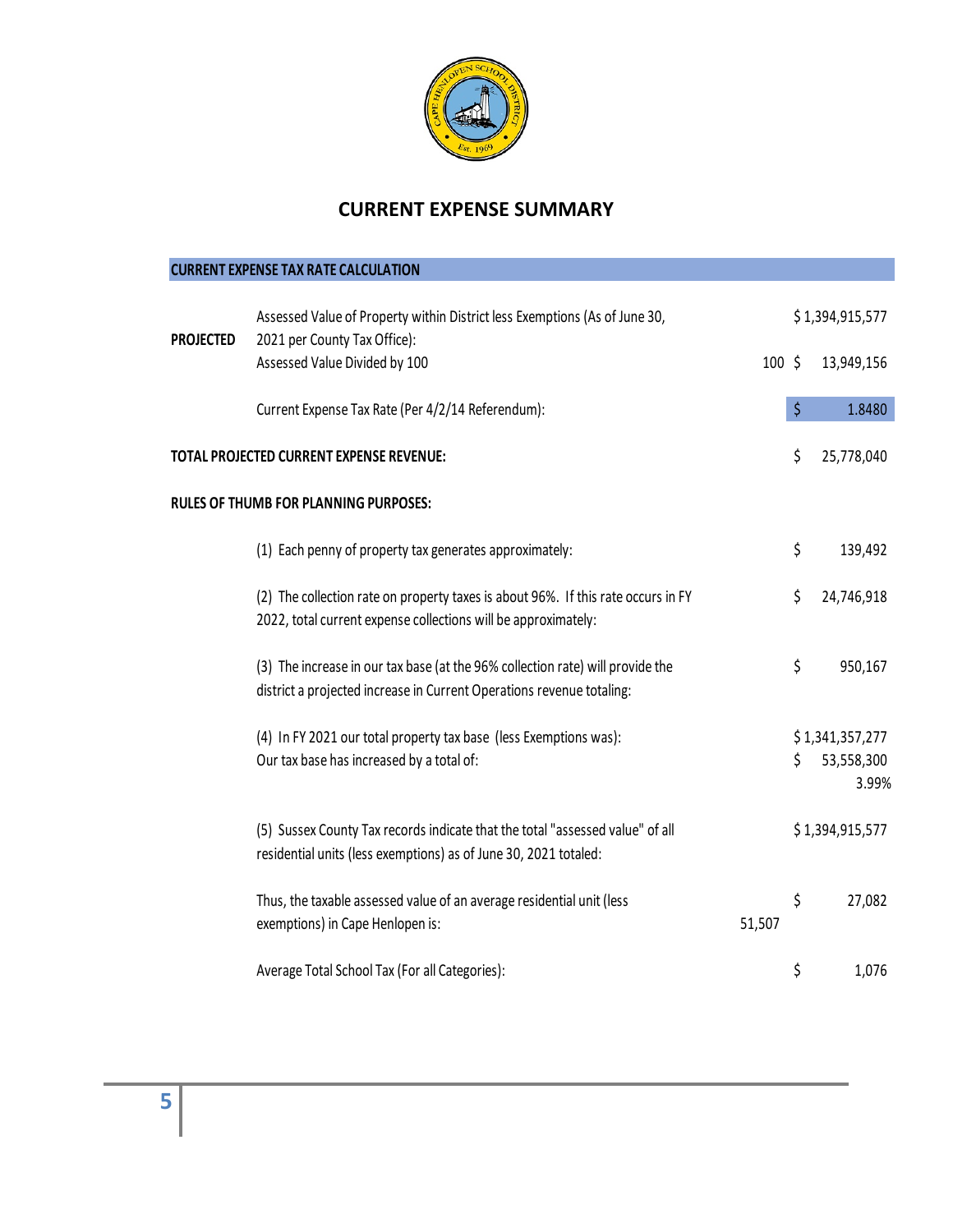## CURRENT EXPENSE SUMMARY

| CURRENT EXPENSE TAX RATE CALCULATION | | | |
| --- | --- | --- | --- |
| **PROJECTED** | Assessed Value of Property within District less Exemptions (As of June 30, 2021 per County Tax Office): | | $ 1,394,915,577 |
| | Assessed Value Divided by 100 | 100 | $ 13,949,156 |
| | Current Expense Tax Rate (Per 4/2/14 Referendum): | | $ 1.8480 |
| **TOTAL PROJECTED CURRENT EXPENSE REVENUE:** | | | $ 25,778,040 |
| **RULES OF THUMB FOR PLANNING PURPOSES:** | | | |
| | (1) Each penny of property tax generates approximately: | | $ 139,492 |
| | (2) The collection rate on property taxes is about 96%. If this rate occurs in FY 2022, total current expense collections will be approximately: | | $ 24,746,918 |
| | (3) The increase in our tax base (at the 96% collection rate) will provide the district a projected increase in Current Operations revenue totaling: | | $ 950,167 |
| | (4) In FY 2021 our total property tax base (less Exemptions was): | | $ 1,341,357,277 |
| | Our tax base has increased by a total of: | | $ 53,558,300 |
| | | | 3.99% |
| | (5) Sussex County Tax records indicate that the total "assessed value" of all residential units (less exemptions) as of June 30, 2021 totaled: | | $ 1,394,915,577 |
| | Thus, the taxable assessed value of an average residential unit (less exemptions) in Cape Henlopen is: | 51,507 | $ 27,082 |
| | Average Total School Tax (For all Categories): | | $ 1,076 |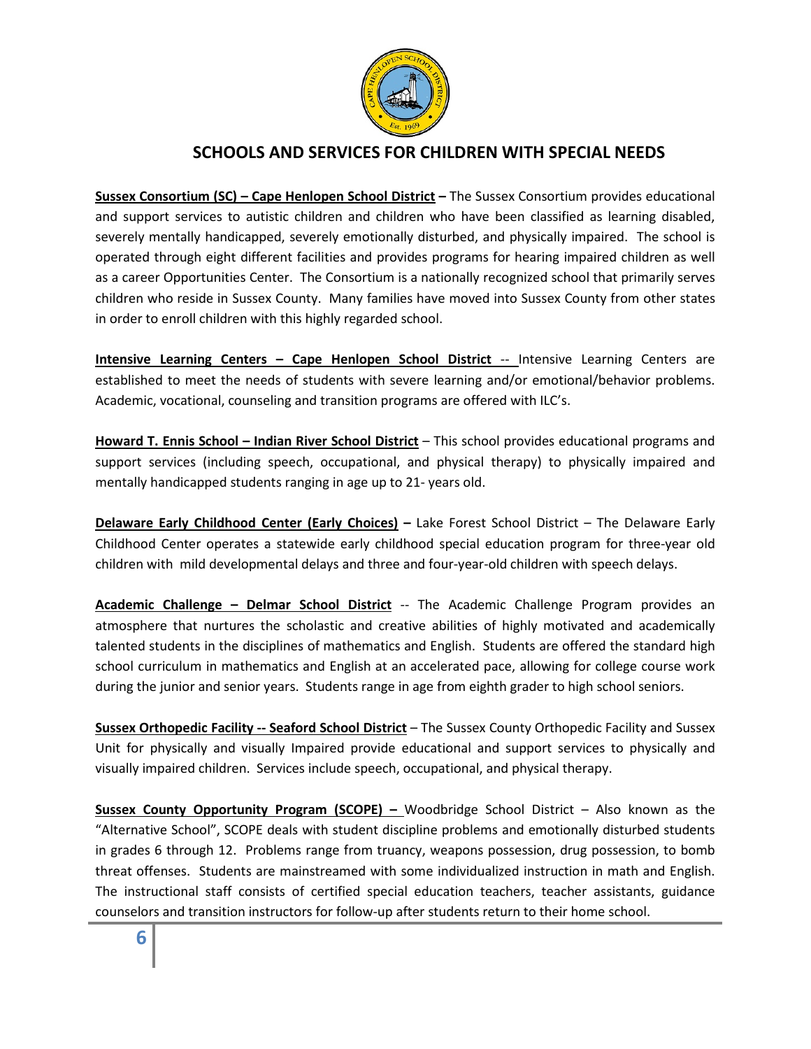## SCHOOLS AND SERVICES FOR CHILDREN WITH SPECIAL NEEDS

**Sussex Consortium (SC) – Cape Henlopen School District –** The Sussex Consortium provides educational and support services to autistic children and children who have been classified as learning disabled, severely mentally handicapped, severely emotionally disturbed, and physically impaired. The school is operated through eight different facilities and provides programs for hearing impaired children as well as a career Opportunities Center. The Consortium is a nationally recognized school that primarily serves children who reside in Sussex County. Many families have moved into Sussex County from other states in order to enroll children with this highly regarded school.

**Intensive Learning Centers – Cape Henlopen School District** -- Intensive Learning Centers are established to meet the needs of students with severe learning and/or emotional/behavior problems. Academic, vocational, counseling and transition programs are offered with ILC's.

**Howard T. Ennis School – Indian River School District** – This school provides educational programs and support services (including speech, occupational, and physical therapy) to physically impaired and mentally handicapped students ranging in age up to 21- years old.

**Delaware Early Childhood Center (Early Choices) –** Lake Forest School District – The Delaware Early Childhood Center operates a statewide early childhood special education program for three-year old children with mild developmental delays and three and four-year-old children with speech delays.

**Academic Challenge – Delmar School District** -- The Academic Challenge Program provides an atmosphere that nurtures the scholastic and creative abilities of highly motivated and academically talented students in the disciplines of mathematics and English. Students are offered the standard high school curriculum in mathematics and English at an accelerated pace, allowing for college course work during the junior and senior years. Students range in age from eighth grader to high school seniors.

**Sussex Orthopedic Facility -- Seaford School District** – The Sussex County Orthopedic Facility and Sussex Unit for physically and visually Impaired provide educational and support services to physically and visually impaired children. Services include speech, occupational, and physical therapy.

**Sussex County Opportunity Program (SCOPE) –** Woodbridge School District – Also known as the "Alternative School", SCOPE deals with student discipline problems and emotionally disturbed students in grades 6 through 12. Problems range from truancy, weapons possession, drug possession, to bomb threat offenses. Students are mainstreamed with some individualized instruction in math and English. The instructional staff consists of certified special education teachers, teacher assistants, guidance counselors and transition instructors for follow-up after students return to their home school.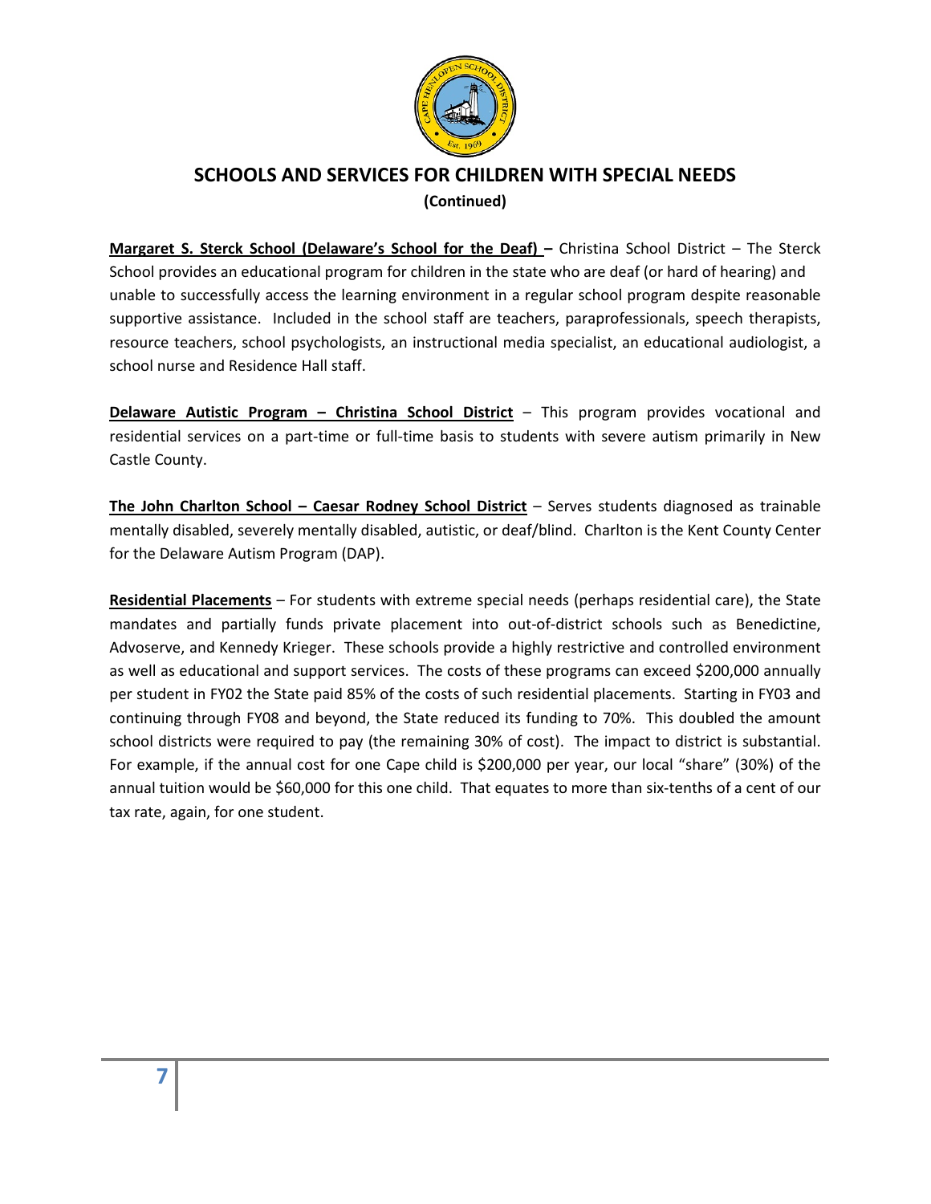## SCHOOLS AND SERVICES FOR CHILDREN WITH SPECIAL NEEDS

**(Continued)**

**Margaret S. Sterck School (Delaware's School for the Deaf) –** Christina School District – The Sterck School provides an educational program for children in the state who are deaf (or hard of hearing) and unable to successfully access the learning environment in a regular school program despite reasonable supportive assistance. Included in the school staff are teachers, paraprofessionals, speech therapists, resource teachers, school psychologists, an instructional media specialist, an educational audiologist, a school nurse and Residence Hall staff.

**Delaware Autistic Program – Christina School District** – This program provides vocational and residential services on a part-time or full-time basis to students with severe autism primarily in New Castle County.

**The John Charlton School – Caesar Rodney School District** – Serves students diagnosed as trainable mentally disabled, severely mentally disabled, autistic, or deaf/blind. Charlton is the Kent County Center for the Delaware Autism Program (DAP).

**Residential Placements** – For students with extreme special needs (perhaps residential care), the State mandates and partially funds private placement into out-of-district schools such as Benedictine, Advoserve, and Kennedy Krieger. These schools provide a highly restrictive and controlled environment as well as educational and support services. The costs of these programs can exceed $200,000 annually per student in FY02 the State paid 85% of the costs of such residential placements. Starting in FY03 and continuing through FY08 and beyond, the State reduced its funding to 70%. This doubled the amount school districts were required to pay (the remaining 30% of cost). The impact to district is substantial. For example, if the annual cost for one Cape child is $200,000 per year, our local "share" (30%) of the annual tuition would be $60,000 for this one child. That equates to more than six-tenths of a cent of our tax rate, again, for one student.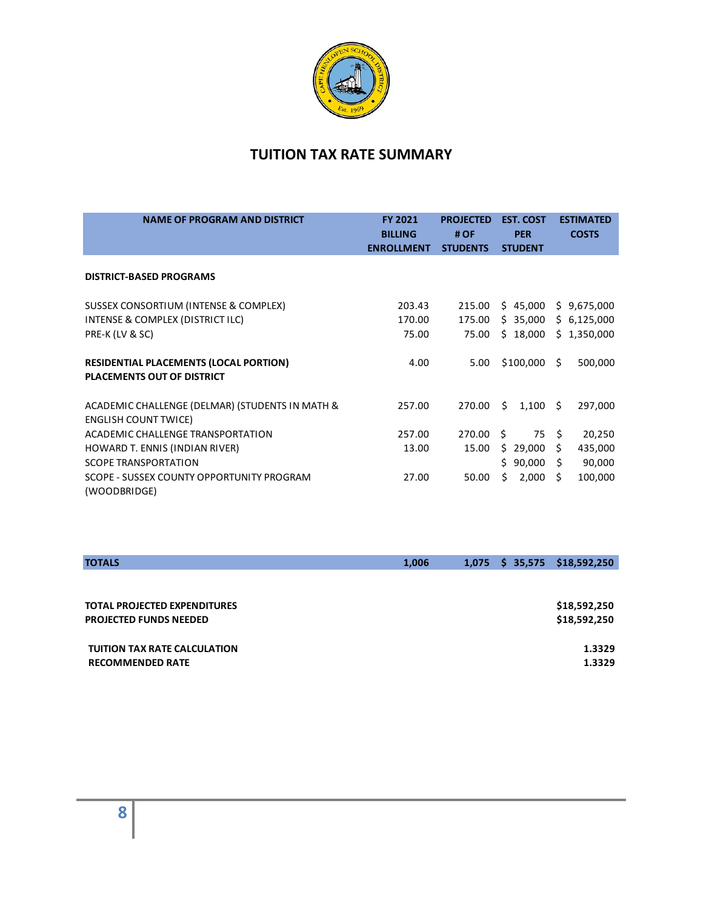# TUITION TAX RATE SUMMARY

| NAME OF PROGRAM AND DISTRICT | FY 2021 BILLING ENROLLMENT | PROJECTED # OF STUDENTS | EST. COST PER STUDENT | ESTIMATED COSTS |
|---|---|---|---|---|
| **DISTRICT-BASED PROGRAMS** | | | | |
| SUSSEX CONSORTIUM (INTENSE & COMPLEX) | 203.43 | 215.00 | $ 45,000 | $ 9,675,000 |
| INTENSE & COMPLEX (DISTRICT ILC) | 170.00 | 175.00 | $ 35,000 | $ 6,125,000 |
| PRE-K (LV & SC) | 75.00 | 75.00 | $ 18,000 | $ 1,350,000 |
| **RESIDENTIAL PLACEMENTS (LOCAL PORTION)** | 4.00 | 5.00 | $100,000 | $ 500,000 |
| **PLACEMENTS OUT OF DISTRICT** | | | | |
| ACADEMIC CHALLENGE (DELMAR) (STUDENTS IN MATH & ENGLISH COUNT TWICE) | 257.00 | 270.00 | $ 1,100 | $ 297,000 |
| ACADEMIC CHALLENGE TRANSPORTATION | 257.00 | 270.00 | $ 75 | $ 20,250 |
| HOWARD T. ENNIS (INDIAN RIVER) | 13.00 | 15.00 | $ 29,000 | $ 435,000 |
| SCOPE TRANSPORTATION | | | $ 90,000 | $ 90,000 |
| SCOPE - SUSSEX COUNTY OPPORTUNITY PROGRAM (WOODBRIDGE) | 27.00 | 50.00 | $ 2,000 | $ 100,000 |
| **TOTALS** | **1,006** | **1,075** | **$ 35,575** | **$18,592,250** |

| | |
|---|---|
| **TOTAL PROJECTED EXPENDITURES** | **$18,592,250** |
| **PROJECTED FUNDS NEEDED** | **$18,592,250** |
| **TUITION TAX RATE CALCULATION** | **1.3329** |
| **RECOMMENDED RATE** | **1.3329** |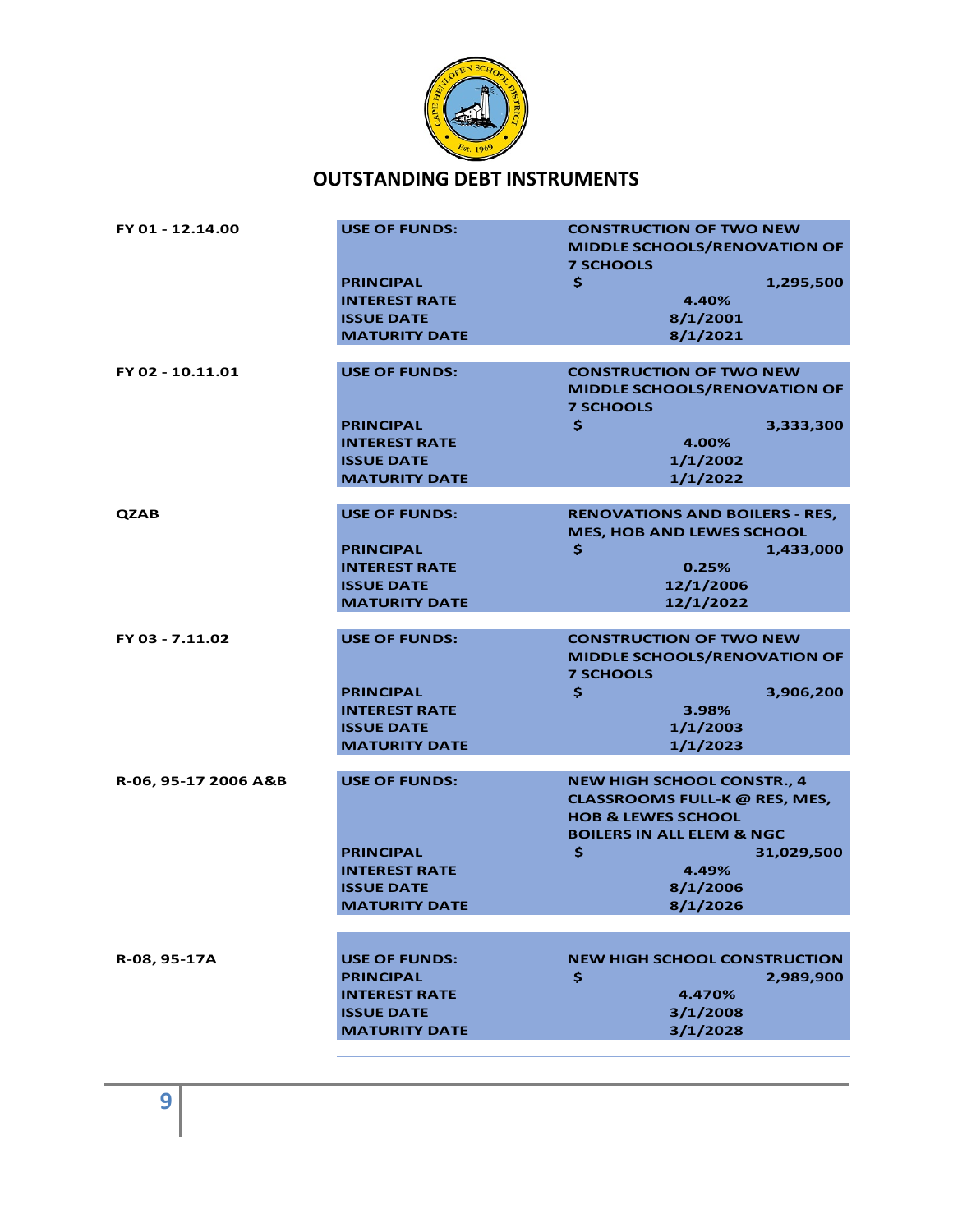# OUTSTANDING DEBT INSTRUMENTS

| | | |
|---|---|---|
| **FY 01 - 12.14.00** | **USE OF FUNDS:** | **CONSTRUCTION OF TWO NEW MIDDLE SCHOOLS/RENOVATION OF 7 SCHOOLS** |
| | **PRINCIPAL** | **$ 1,295,500** |
| | **INTEREST RATE** | **4.40%** |
| | **ISSUE DATE** | **8/1/2001** |
| | **MATURITY DATE** | **8/1/2021** |
| **FY 02 - 10.11.01** | **USE OF FUNDS:** | **CONSTRUCTION OF TWO NEW MIDDLE SCHOOLS/RENOVATION OF 7 SCHOOLS** |
| | **PRINCIPAL** | **$ 3,333,300** |
| | **INTEREST RATE** | **4.00%** |
| | **ISSUE DATE** | **1/1/2002** |
| | **MATURITY DATE** | **1/1/2022** |
| **QZAB** | **USE OF FUNDS:** | **RENOVATIONS AND BOILERS - RES, MES, HOB AND LEWES SCHOOL** |
| | **PRINCIPAL** | **$ 1,433,000** |
| | **INTEREST RATE** | **0.25%** |
| | **ISSUE DATE** | **12/1/2006** |
| | **MATURITY DATE** | **12/1/2022** |
| **FY 03 - 7.11.02** | **USE OF FUNDS:** | **CONSTRUCTION OF TWO NEW MIDDLE SCHOOLS/RENOVATION OF 7 SCHOOLS** |
| | **PRINCIPAL** | **$ 3,906,200** |
| | **INTEREST RATE** | **3.98%** |
| | **ISSUE DATE** | **1/1/2003** |
| | **MATURITY DATE** | **1/1/2023** |
| **R-06, 95-17 2006 A&B** | **USE OF FUNDS:** | **NEW HIGH SCHOOL CONSTR., 4 CLASSROOMS FULL-K @ RES, MES, HOB & LEWES SCHOOL BOILERS IN ALL ELEM & NGC** |
| | **PRINCIPAL** | **$ 31,029,500** |
| | **INTEREST RATE** | **4.49%** |
| | **ISSUE DATE** | **8/1/2006** |
| | **MATURITY DATE** | **8/1/2026** |
| **R-08, 95-17A** | **USE OF FUNDS:** | **NEW HIGH SCHOOL CONSTRUCTION** |
| | **PRINCIPAL** | **$ 2,989,900** |
| | **INTEREST RATE** | **4.470%** |
| | **ISSUE DATE** | **3/1/2008** |
| | **MATURITY DATE** | **3/1/2028** |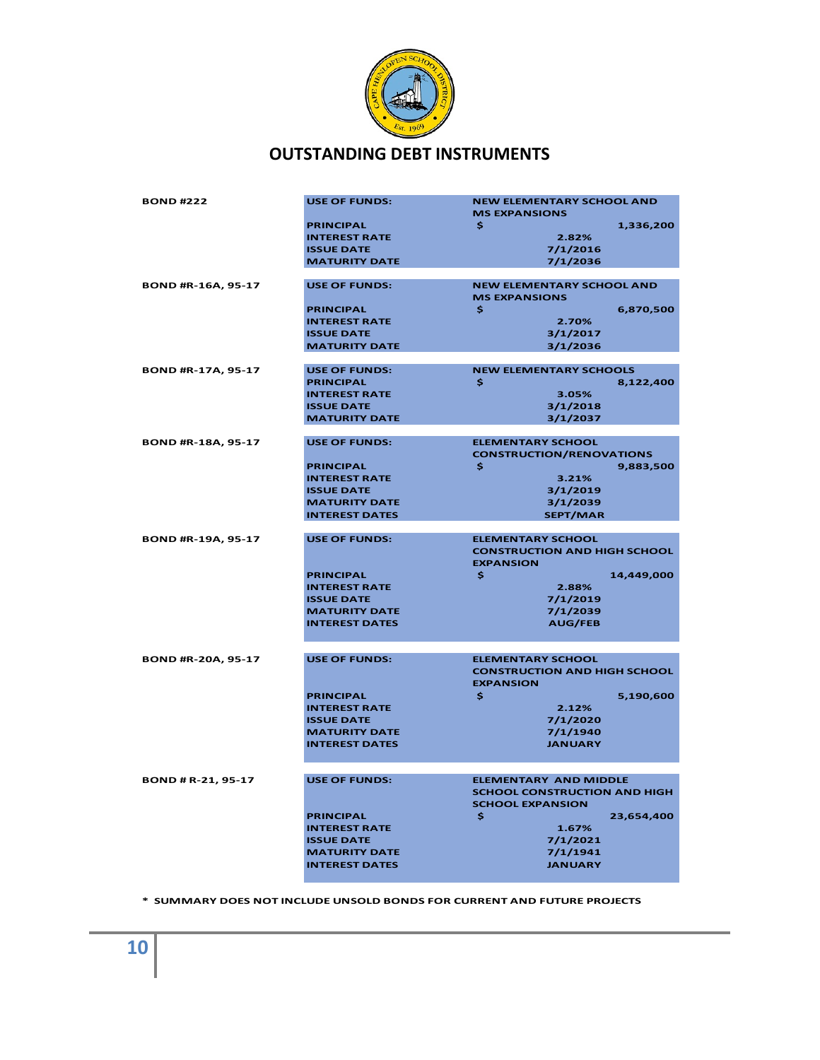# OUTSTANDING DEBT INSTRUMENTS

| | | |
|---|---|---|
| **BOND #222** | **USE OF FUNDS:** | **NEW ELEMENTARY SCHOOL AND MS EXPANSIONS** |
| | **PRINCIPAL** | **$ 1,336,200** |
| | **INTEREST RATE** | **2.82%** |
| | **ISSUE DATE** | **7/1/2016** |
| | **MATURITY DATE** | **7/1/2036** |
| **BOND #R-16A, 95-17** | **USE OF FUNDS:** | **NEW ELEMENTARY SCHOOL AND MS EXPANSIONS** |
| | **PRINCIPAL** | **$ 6,870,500** |
| | **INTEREST RATE** | **2.70%** |
| | **ISSUE DATE** | **3/1/2017** |
| | **MATURITY DATE** | **3/1/2036** |
| **BOND #R-17A, 95-17** | **USE OF FUNDS:** | **NEW ELEMENTARY SCHOOLS** |
| | **PRINCIPAL** | **$ 8,122,400** |
| | **INTEREST RATE** | **3.05%** |
| | **ISSUE DATE** | **3/1/2018** |
| | **MATURITY DATE** | **3/1/2037** |
| **BOND #R-18A, 95-17** | **USE OF FUNDS:** | **ELEMENTARY SCHOOL CONSTRUCTION/RENOVATIONS** |
| | **PRINCIPAL** | **$ 9,883,500** |
| | **INTEREST RATE** | **3.21%** |
| | **ISSUE DATE** | **3/1/2019** |
| | **MATURITY DATE** | **3/1/2039** |
| | **INTEREST DATES** | **SEPT/MAR** |
| **BOND #R-19A, 95-17** | **USE OF FUNDS:** | **ELEMENTARY SCHOOL CONSTRUCTION AND HIGH SCHOOL EXPANSION** |
| | **PRINCIPAL** | **$ 14,449,000** |
| | **INTEREST RATE** | **2.88%** |
| | **ISSUE DATE** | **7/1/2019** |
| | **MATURITY DATE** | **7/1/2039** |
| | **INTEREST DATES** | **AUG/FEB** |
| **BOND #R-20A, 95-17** | **USE OF FUNDS:** | **ELEMENTARY SCHOOL CONSTRUCTION AND HIGH SCHOOL EXPANSION** |
| | **PRINCIPAL** | **$ 5,190,600** |
| | **INTEREST RATE** | **2.12%** |
| | **ISSUE DATE** | **7/1/2020** |
| | **MATURITY DATE** | **7/1/1940** |
| | **INTEREST DATES** | **JANUARY** |
| **BOND # R-21, 95-17** | **USE OF FUNDS:** | **ELEMENTARY AND MIDDLE SCHOOL CONSTRUCTION AND HIGH SCHOOL EXPANSION** |
| | **PRINCIPAL** | **$ 23,654,400** |
| | **INTEREST RATE** | **1.67%** |
| | **ISSUE DATE** | **7/1/2021** |
| | **MATURITY DATE** | **7/1/1941** |
| | **INTEREST DATES** | **JANUARY** |

**\* SUMMARY DOES NOT INCLUDE UNSOLD BONDS FOR CURRENT AND FUTURE PROJECTS**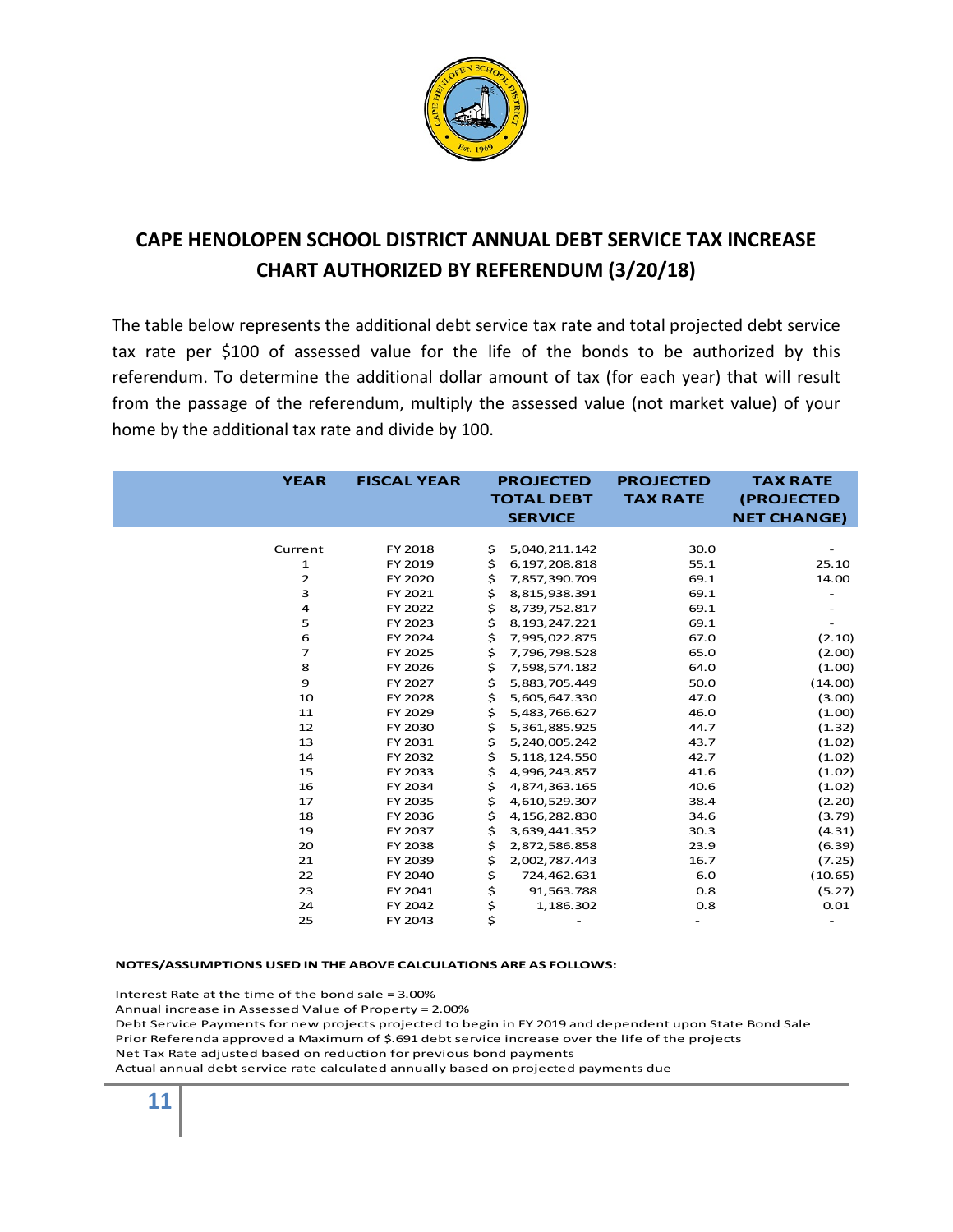# CAPE HENLOPEN SCHOOL DISTRICT ANNUAL DEBT SERVICE TAX INCREASE CHART AUTHORIZED BY REFERENDUM (3/20/18)

The table below represents the additional debt service tax rate and total projected debt service tax rate per $100 of assessed value for the life of the bonds to be authorized by this referendum. To determine the additional dollar amount of tax (for each year) that will result from the passage of the referendum, multiply the assessed value (not market value) of your home by the additional tax rate and divide by 100.

| YEAR | FISCAL YEAR | PROJECTED TOTAL DEBT SERVICE | PROJECTED TAX RATE | TAX RATE (PROJECTED NET CHANGE) |
|---|---|---|---|---|
| Current | FY 2018 | $ 5,040,211.142 | 30.0 | - |
| 1 | FY 2019 | $ 6,197,208.818 | 55.1 | 25.10 |
| 2 | FY 2020 | $ 7,857,390.709 | 69.1 | 14.00 |
| 3 | FY 2021 | $ 8,815,938.391 | 69.1 | - |
| 4 | FY 2022 | $ 8,739,752.817 | 69.1 | - |
| 5 | FY 2023 | $ 8,193,247.221 | 69.1 | - |
| 6 | FY 2024 | $ 7,995,022.875 | 67.0 | (2.10) |
| 7 | FY 2025 | $ 7,796,798.528 | 65.0 | (2.00) |
| 8 | FY 2026 | $ 7,598,574.182 | 64.0 | (1.00) |
| 9 | FY 2027 | $ 5,883,705.449 | 50.0 | (14.00) |
| 10 | FY 2028 | $ 5,605,647.330 | 47.0 | (3.00) |
| 11 | FY 2029 | $ 5,483,766.627 | 46.0 | (1.00) |
| 12 | FY 2030 | $ 5,361,885.925 | 44.7 | (1.32) |
| 13 | FY 2031 | $ 5,240,005.242 | 43.7 | (1.02) |
| 14 | FY 2032 | $ 5,118,124.550 | 42.7 | (1.02) |
| 15 | FY 2033 | $ 4,996,243.857 | 41.6 | (1.02) |
| 16 | FY 2034 | $ 4,874,363.165 | 40.6 | (1.02) |
| 17 | FY 2035 | $ 4,610,529.307 | 38.4 | (2.20) |
| 18 | FY 2036 | $ 4,156,282.830 | 34.6 | (3.79) |
| 19 | FY 2037 | $ 3,639,441.352 | 30.3 | (4.31) |
| 20 | FY 2038 | $ 2,872,586.858 | 23.9 | (6.39) |
| 21 | FY 2039 | $ 2,002,787.443 | 16.7 | (7.25) |
| 22 | FY 2040 | $ 724,462.631 | 6.0 | (10.65) |
| 23 | FY 2041 | $ 91,563.788 | 0.8 | (5.27) |
| 24 | FY 2042 | $ 1,186.302 | 0.8 | 0.01 |
| 25 | FY 2043 | $ - | - | - |

**NOTES/ASSUMPTIONS USED IN THE ABOVE CALCULATIONS ARE AS FOLLOWS:**

Interest Rate at the time of the bond sale = 3.00%
Annual increase in Assessed Value of Property = 2.00%
Debt Service Payments for new projects projected to begin in FY 2019 and dependent upon State Bond Sale
Prior Referenda approved a Maximum of $.691 debt service increase over the life of the projects
Net Tax Rate adjusted based on reduction for previous bond payments
Actual annual debt service rate calculated annually based on projected payments due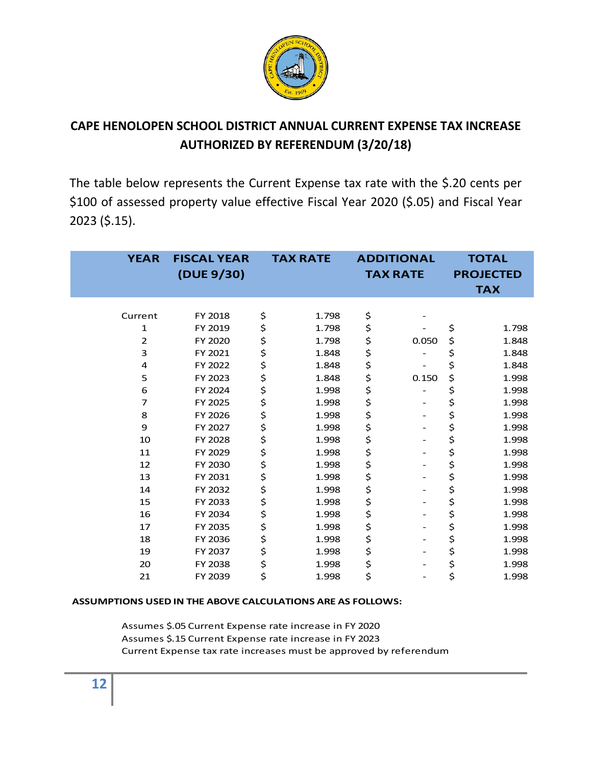## CAPE HENOLOPEN SCHOOL DISTRICT ANNUAL CURRENT EXPENSE TAX INCREASE AUTHORIZED BY REFERENDUM (3/20/18)

The table below represents the Current Expense tax rate with the $.20 cents per $100 of assessed property value effective Fiscal Year 2020 ($.05) and Fiscal Year 2023 ($.15).

| YEAR | FISCAL YEAR (DUE 9/30) | TAX RATE | ADDITIONAL TAX RATE | TOTAL PROJECTED TAX |
|---|---|---|---|---|
| Current | FY 2018 | $ 1.798 | $ - | |
| 1 | FY 2019 | $ 1.798 | $ - | $ 1.798 |
| 2 | FY 2020 | $ 1.798 | $ 0.050 | $ 1.848 |
| 3 | FY 2021 | $ 1.848 | $ - | $ 1.848 |
| 4 | FY 2022 | $ 1.848 | $ - | $ 1.848 |
| 5 | FY 2023 | $ 1.848 | $ 0.150 | $ 1.998 |
| 6 | FY 2024 | $ 1.998 | $ - | $ 1.998 |
| 7 | FY 2025 | $ 1.998 | $ - | $ 1.998 |
| 8 | FY 2026 | $ 1.998 | $ - | $ 1.998 |
| 9 | FY 2027 | $ 1.998 | $ - | $ 1.998 |
| 10 | FY 2028 | $ 1.998 | $ - | $ 1.998 |
| 11 | FY 2029 | $ 1.998 | $ - | $ 1.998 |
| 12 | FY 2030 | $ 1.998 | $ - | $ 1.998 |
| 13 | FY 2031 | $ 1.998 | $ - | $ 1.998 |
| 14 | FY 2032 | $ 1.998 | $ - | $ 1.998 |
| 15 | FY 2033 | $ 1.998 | $ - | $ 1.998 |
| 16 | FY 2034 | $ 1.998 | $ - | $ 1.998 |
| 17 | FY 2035 | $ 1.998 | $ - | $ 1.998 |
| 18 | FY 2036 | $ 1.998 | $ - | $ 1.998 |
| 19 | FY 2037 | $ 1.998 | $ - | $ 1.998 |
| 20 | FY 2038 | $ 1.998 | $ - | $ 1.998 |
| 21 | FY 2039 | $ 1.998 | $ - | $ 1.998 |

**ASSUMPTIONS USED IN THE ABOVE CALCULATIONS ARE AS FOLLOWS:**

Assumes $.05 Current Expense rate increase in FY 2020
Assumes $.15 Current Expense rate increase in FY 2023
Current Expense tax rate increases must be approved by referendum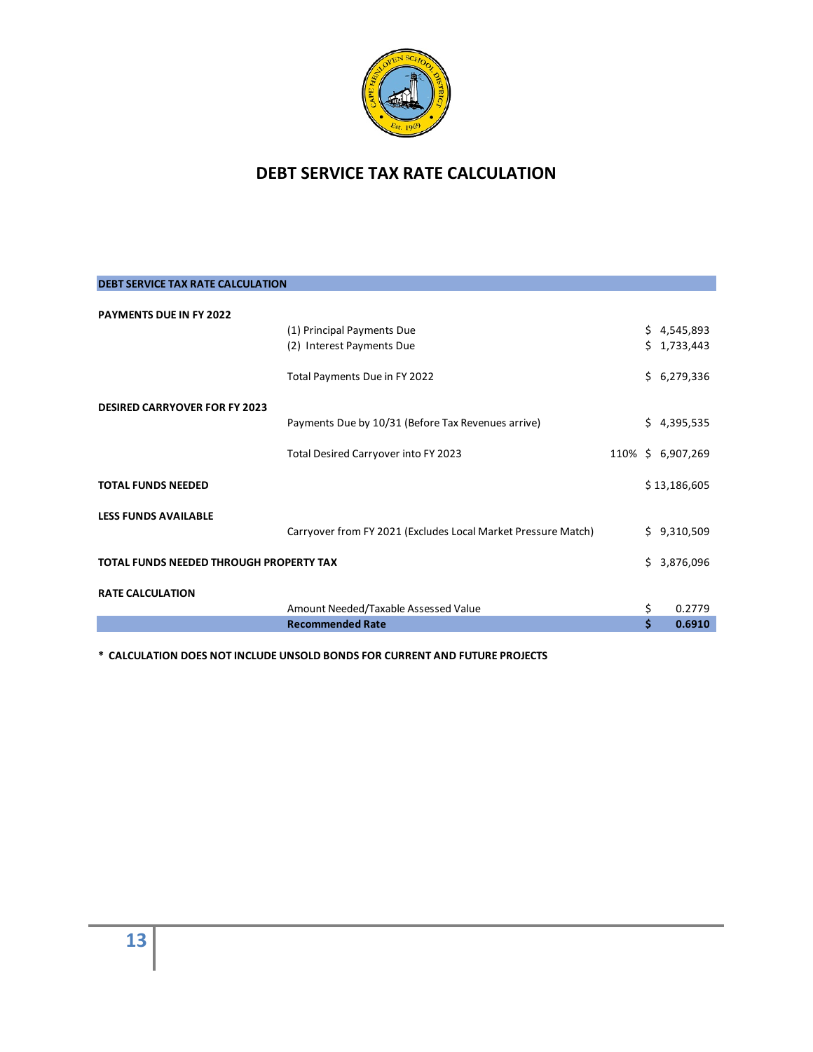# DEBT SERVICE TAX RATE CALCULATION

| DEBT SERVICE TAX RATE CALCULATION | | | |
|---|---|---|---|
| **PAYMENTS DUE IN FY 2022** | | | |
| | (1) Principal Payments Due | | $ 4,545,893 |
| | (2) Interest Payments Due | | $ 1,733,443 |
| | Total Payments Due in FY 2022 | | $ 6,279,336 |
| **DESIRED CARRYOVER FOR FY 2023** | | | |
| | Payments Due by 10/31 (Before Tax Revenues arrive) | | $ 4,395,535 |
| | Total Desired Carryover into FY 2023 | 110% | $ 6,907,269 |
| **TOTAL FUNDS NEEDED** | | | $ 13,186,605 |
| **LESS FUNDS AVAILABLE** | | | |
| | Carryover from FY 2021 (Excludes Local Market Pressure Match) | | $ 9,310,509 |
| **TOTAL FUNDS NEEDED THROUGH PROPERTY TAX** | | | $ 3,876,096 |
| **RATE CALCULATION** | | | |
| | Amount Needed/Taxable Assessed Value | | $ 0.2779 |
| | **Recommended Rate** | | **$ 0.6910** |

**\* CALCULATION DOES NOT INCLUDE UNSOLD BONDS FOR CURRENT AND FUTURE PROJECTS**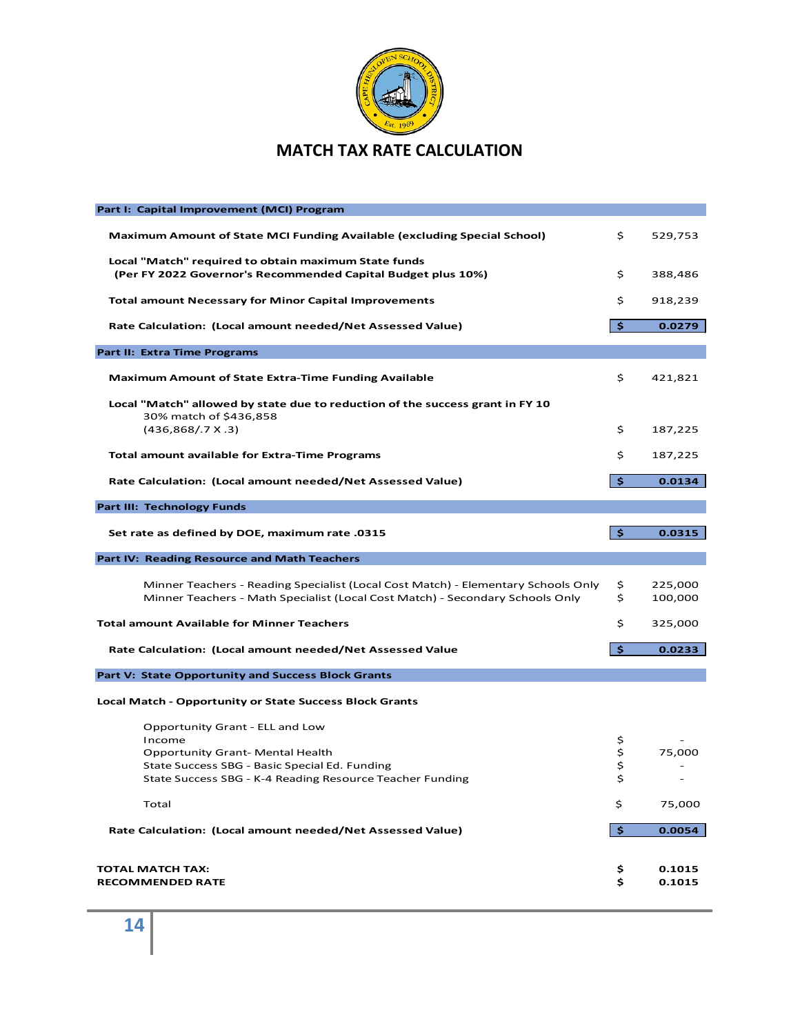# MATCH TAX RATE CALCULATION

| | | |
|---|---|---|
| **Part I: Capital Improvement (MCI) Program** | | |
| **Maximum Amount of State MCI Funding Available (excluding Special School)** | $ | 529,753 |
| **Local "Match" required to obtain maximum State funds (Per FY 2022 Governor's Recommended Capital Budget plus 10%)** | $ | 388,486 |
| **Total amount Necessary for Minor Capital Improvements** | $ | 918,239 |
| **Rate Calculation: (Local amount needed/Net Assessed Value)** | **$** | **0.0279** |
| **Part II: Extra Time Programs** | | |
| **Maximum Amount of State Extra-Time Funding Available** | $ | 421,821 |
| **Local "Match" allowed by state due to reduction of the success grant in FY 10** 30% match of $436,858 (436,868/.7 X .3) | $ | 187,225 |
| **Total amount available for Extra-Time Programs** | $ | 187,225 |
| **Rate Calculation: (Local amount needed/Net Assessed Value)** | **$** | **0.0134** |
| **Part III: Technology Funds** | | |
| **Set rate as defined by DOE, maximum rate .0315** | **$** | **0.0315** |
| **Part IV: Reading Resource and Math Teachers** | | |
| Minner Teachers - Reading Specialist (Local Cost Match) - Elementary Schools Only | $ | 225,000 |
| Minner Teachers - Math Specialist (Local Cost Match) - Secondary Schools Only | $ | 100,000 |
| **Total amount Available for Minner Teachers** | $ | 325,000 |
| **Rate Calculation: (Local amount needed/Net Assessed Value** | **$** | **0.0233** |
| **Part V: State Opportunity and Success Block Grants** | | |
| **Local Match - Opportunity or State Success Block Grants** | | |
| Opportunity Grant - ELL and Low Income | $ | - |
| Opportunity Grant- Mental Health | $ | 75,000 |
| State Success SBG - Basic Special Ed. Funding | $ | - |
| State Success SBG - K-4 Reading Resource Teacher Funding | $ | - |
| Total | $ | 75,000 |
| **Rate Calculation: (Local amount needed/Net Assessed Value)** | **$** | **0.0054** |
| **TOTAL MATCH TAX:** | **$** | **0.1015** |
| **RECOMMENDED RATE** | **$** | **0.1015** |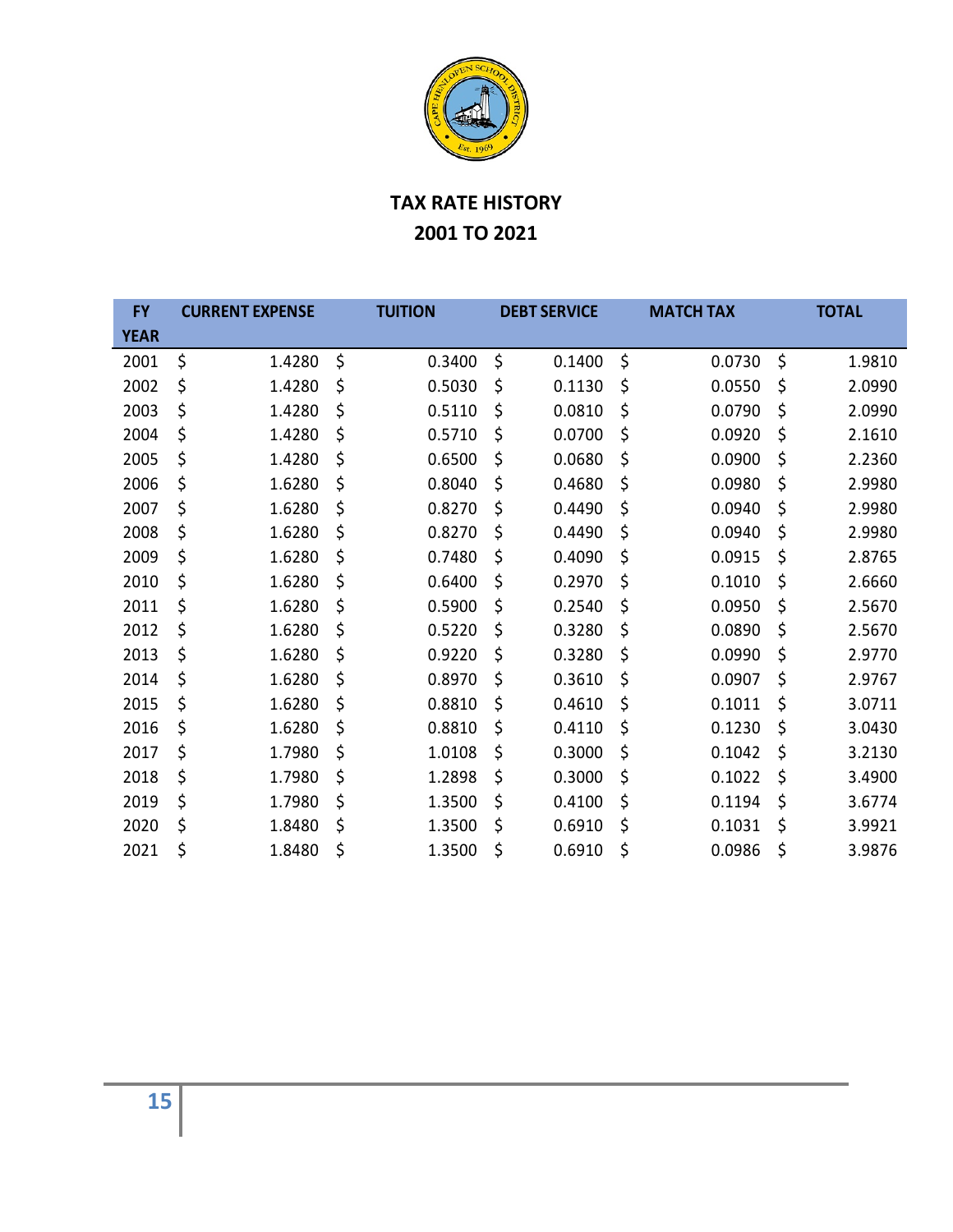## TAX RATE HISTORY
## 2001 TO 2021

| FY YEAR | CURRENT EXPENSE | TUITION | DEBT SERVICE | MATCH TAX | TOTAL |
|---|---|---|---|---|---|
| 2001 | $ 1.4280 | $ 0.3400 | $ 0.1400 | $ 0.0730 | $ 1.9810 |
| 2002 | $ 1.4280 | $ 0.5030 | $ 0.1130 | $ 0.0550 | $ 2.0990 |
| 2003 | $ 1.4280 | $ 0.5110 | $ 0.0810 | $ 0.0790 | $ 2.0990 |
| 2004 | $ 1.4280 | $ 0.5710 | $ 0.0700 | $ 0.0920 | $ 2.1610 |
| 2005 | $ 1.4280 | $ 0.6500 | $ 0.0680 | $ 0.0900 | $ 2.2360 |
| 2006 | $ 1.6280 | $ 0.8040 | $ 0.4680 | $ 0.0980 | $ 2.9980 |
| 2007 | $ 1.6280 | $ 0.8270 | $ 0.4490 | $ 0.0940 | $ 2.9980 |
| 2008 | $ 1.6280 | $ 0.8270 | $ 0.4490 | $ 0.0940 | $ 2.9980 |
| 2009 | $ 1.6280 | $ 0.7480 | $ 0.4090 | $ 0.0915 | $ 2.8765 |
| 2010 | $ 1.6280 | $ 0.6400 | $ 0.2970 | $ 0.1010 | $ 2.6660 |
| 2011 | $ 1.6280 | $ 0.5900 | $ 0.2540 | $ 0.0950 | $ 2.5670 |
| 2012 | $ 1.6280 | $ 0.5220 | $ 0.3280 | $ 0.0890 | $ 2.5670 |
| 2013 | $ 1.6280 | $ 0.9220 | $ 0.3280 | $ 0.0990 | $ 2.9770 |
| 2014 | $ 1.6280 | $ 0.8970 | $ 0.3610 | $ 0.0907 | $ 2.9767 |
| 2015 | $ 1.6280 | $ 0.8810 | $ 0.4610 | $ 0.1011 | $ 3.0711 |
| 2016 | $ 1.6280 | $ 0.8810 | $ 0.4110 | $ 0.1230 | $ 3.0430 |
| 2017 | $ 1.7980 | $ 1.0108 | $ 0.3000 | $ 0.1042 | $ 3.2130 |
| 2018 | $ 1.7980 | $ 1.2898 | $ 0.3000 | $ 0.1022 | $ 3.4900 |
| 2019 | $ 1.7980 | $ 1.3500 | $ 0.4100 | $ 0.1194 | $ 3.6774 |
| 2020 | $ 1.8480 | $ 1.3500 | $ 0.6910 | $ 0.1031 | $ 3.9921 |
| 2021 | $ 1.8480 | $ 1.3500 | $ 0.6910 | $ 0.0986 | $ 3.9876 |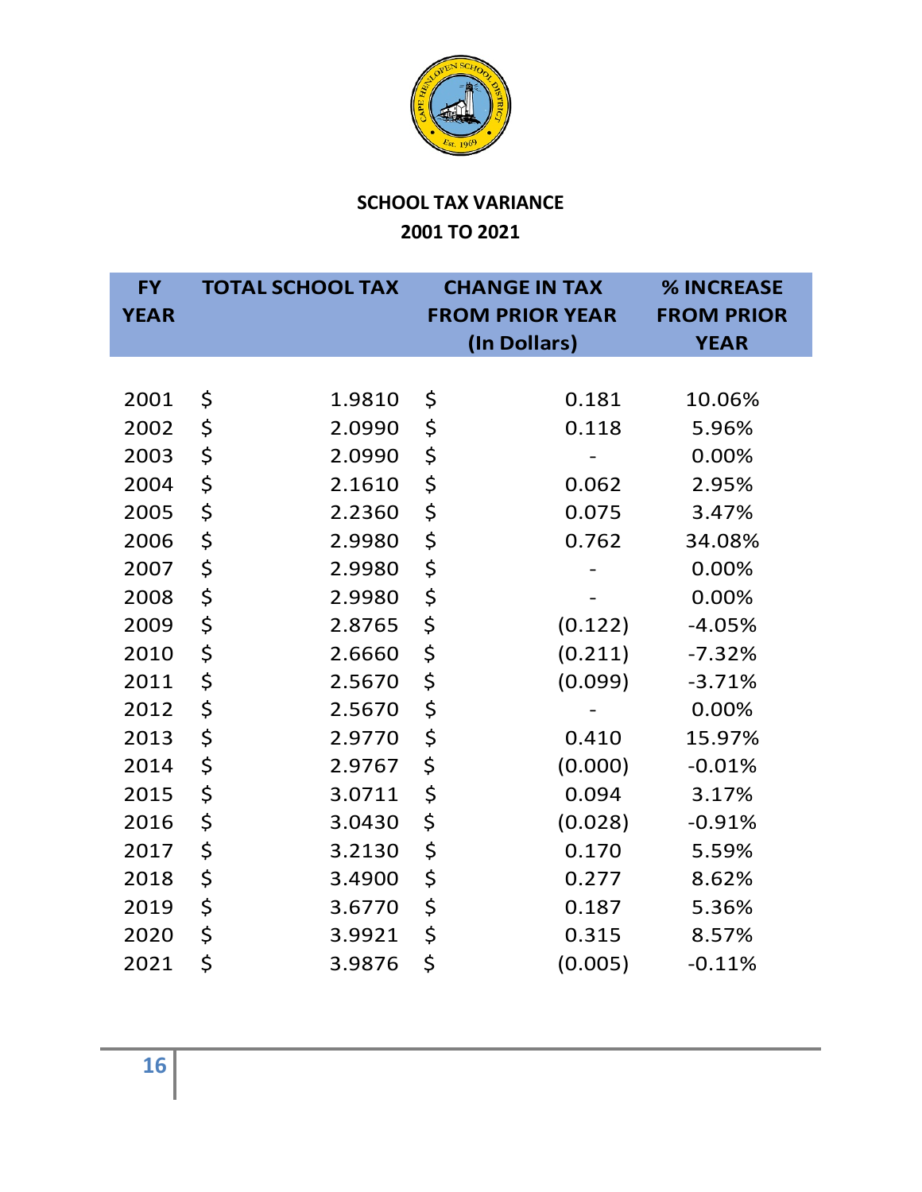## SCHOOL TAX VARIANCE
## 2001 TO 2021

| FY YEAR | TOTAL SCHOOL TAX | CHANGE IN TAX FROM PRIOR YEAR (In Dollars) | % INCREASE FROM PRIOR YEAR |
|---|---|---|---|
| 2001 | $ 1.9810 | $ 0.181 | 10.06% |
| 2002 | $ 2.0990 | $ 0.118 | 5.96% |
| 2003 | $ 2.0990 | $ - | 0.00% |
| 2004 | $ 2.1610 | $ 0.062 | 2.95% |
| 2005 | $ 2.2360 | $ 0.075 | 3.47% |
| 2006 | $ 2.9980 | $ 0.762 | 34.08% |
| 2007 | $ 2.9980 | $ - | 0.00% |
| 2008 | $ 2.9980 | $ - | 0.00% |
| 2009 | $ 2.8765 | $ (0.122) | -4.05% |
| 2010 | $ 2.6660 | $ (0.211) | -7.32% |
| 2011 | $ 2.5670 | $ (0.099) | -3.71% |
| 2012 | $ 2.5670 | $ - | 0.00% |
| 2013 | $ 2.9770 | $ 0.410 | 15.97% |
| 2014 | $ 2.9767 | $ (0.000) | -0.01% |
| 2015 | $ 3.0711 | $ 0.094 | 3.17% |
| 2016 | $ 3.0430 | $ (0.028) | -0.91% |
| 2017 | $ 3.2130 | $ 0.170 | 5.59% |
| 2018 | $ 3.4900 | $ 0.277 | 8.62% |
| 2019 | $ 3.6770 | $ 0.187 | 5.36% |
| 2020 | $ 3.9921 | $ 0.315 | 8.57% |
| 2021 | $ 3.9876 | $ (0.005) | -0.11% |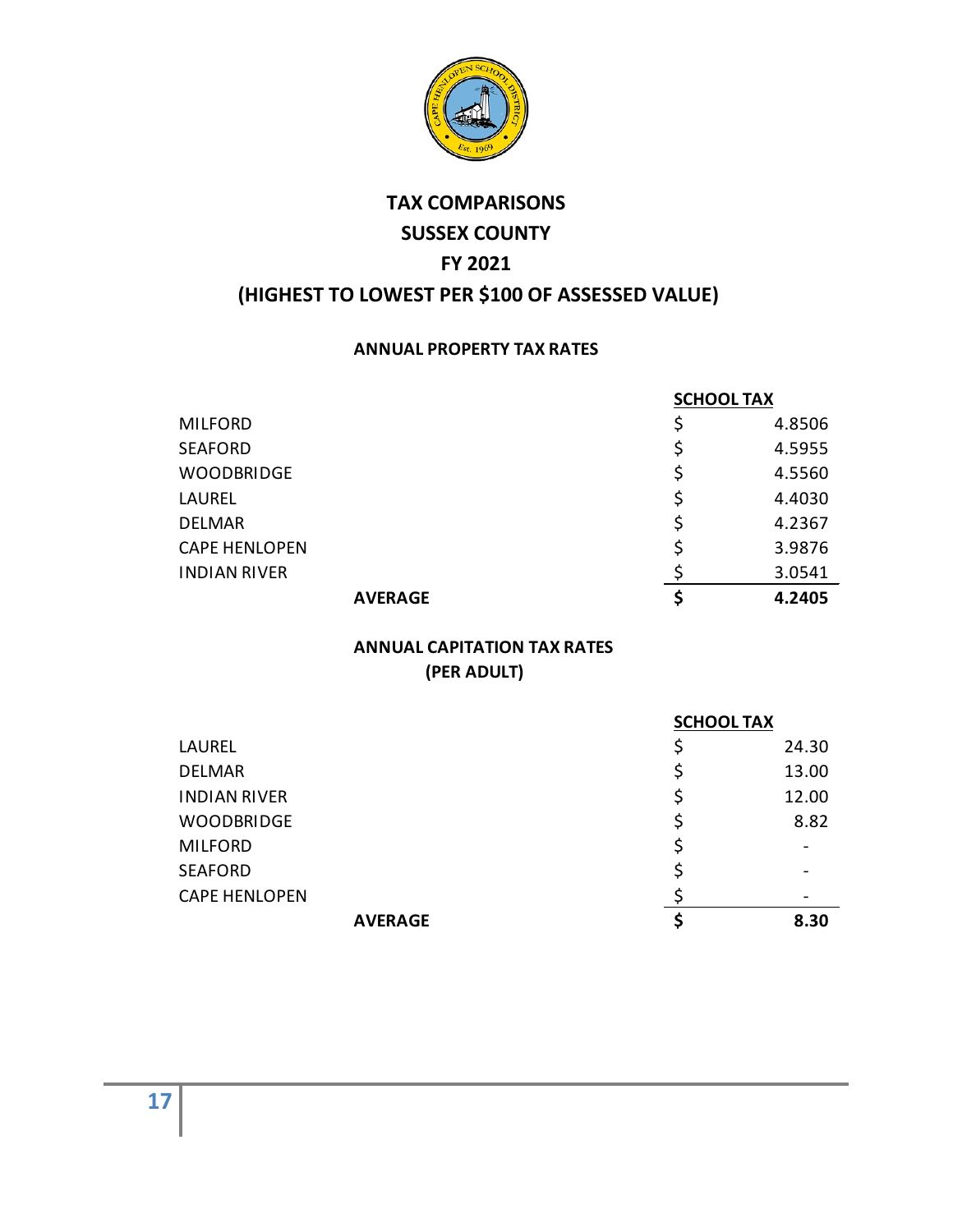# TAX COMPARISONS
# SUSSEX COUNTY
# FY 2021
# (HIGHEST TO LOWEST PER $100 OF ASSESSED VALUE)

## ANNUAL PROPERTY TAX RATES

| | | SCHOOL TAX |
|---|---|---|
| MILFORD | | $ 4.8506 |
| SEAFORD | | $ 4.5955 |
| WOODBRIDGE | | $ 4.5560 |
| LAUREL | | $ 4.4030 |
| DELMAR | | $ 4.2367 |
| CAPE HENLOPEN | | $ 3.9876 |
| INDIAN RIVER | | $ 3.0541 |
| | **AVERAGE** | **$ 4.2405** |

## ANNUAL CAPITATION TAX RATES (PER ADULT)

| | | SCHOOL TAX |
|---|---|---|
| LAUREL | | $ 24.30 |
| DELMAR | | $ 13.00 |
| INDIAN RIVER | | $ 12.00 |
| WOODBRIDGE | | $ 8.82 |
| MILFORD | | $ - |
| SEAFORD | | $ - |
| CAPE HENLOPEN | | $ - |
| | **AVERAGE** | **$ 8.30** |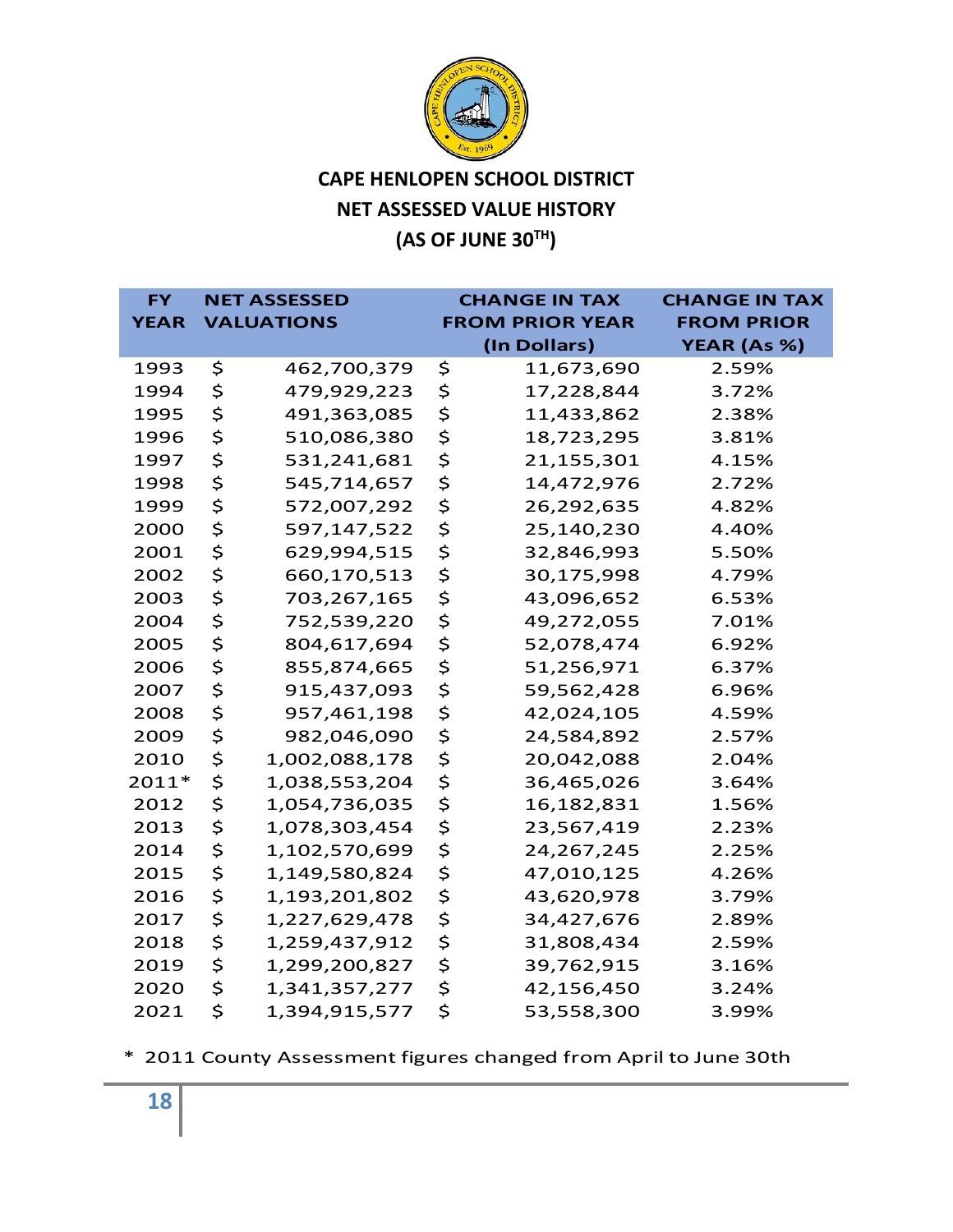# CAPE HENLOPEN SCHOOL DISTRICT
## NET ASSESSED VALUE HISTORY
## (AS OF JUNE 30TH)

| FY YEAR | NET ASSESSED VALUATIONS | CHANGE IN TAX FROM PRIOR YEAR (In Dollars) | CHANGE IN TAX FROM PRIOR YEAR (As %) |
|---|---|---|---|
| 1993 | $ 462,700,379 | $ 11,673,690 | 2.59% |
| 1994 | $ 479,929,223 | $ 17,228,844 | 3.72% |
| 1995 | $ 491,363,085 | $ 11,433,862 | 2.38% |
| 1996 | $ 510,086,380 | $ 18,723,295 | 3.81% |
| 1997 | $ 531,241,681 | $ 21,155,301 | 4.15% |
| 1998 | $ 545,714,657 | $ 14,472,976 | 2.72% |
| 1999 | $ 572,007,292 | $ 26,292,635 | 4.82% |
| 2000 | $ 597,147,522 | $ 25,140,230 | 4.40% |
| 2001 | $ 629,994,515 | $ 32,846,993 | 5.50% |
| 2002 | $ 660,170,513 | $ 30,175,998 | 4.79% |
| 2003 | $ 703,267,165 | $ 43,096,652 | 6.53% |
| 2004 | $ 752,539,220 | $ 49,272,055 | 7.01% |
| 2005 | $ 804,617,694 | $ 52,078,474 | 6.92% |
| 2006 | $ 855,874,665 | $ 51,256,971 | 6.37% |
| 2007 | $ 915,437,093 | $ 59,562,428 | 6.96% |
| 2008 | $ 957,461,198 | $ 42,024,105 | 4.59% |
| 2009 | $ 982,046,090 | $ 24,584,892 | 2.57% |
| 2010 | $ 1,002,088,178 | $ 20,042,088 | 2.04% |
| 2011* | $ 1,038,553,204 | $ 36,465,026 | 3.64% |
| 2012 | $ 1,054,736,035 | $ 16,182,831 | 1.56% |
| 2013 | $ 1,078,303,454 | $ 23,567,419 | 2.23% |
| 2014 | $ 1,102,570,699 | $ 24,267,245 | 2.25% |
| 2015 | $ 1,149,580,824 | $ 47,010,125 | 4.26% |
| 2016 | $ 1,193,201,802 | $ 43,620,978 | 3.79% |
| 2017 | $ 1,227,629,478 | $ 34,427,676 | 2.89% |
| 2018 | $ 1,259,437,912 | $ 31,808,434 | 2.59% |
| 2019 | $ 1,299,200,827 | $ 39,762,915 | 3.16% |
| 2020 | $ 1,341,357,277 | $ 42,156,450 | 3.24% |
| 2021 | $ 1,394,915,577 | $ 53,558,300 | 3.99% |

* 2011 County Assessment figures changed from April to June 30th